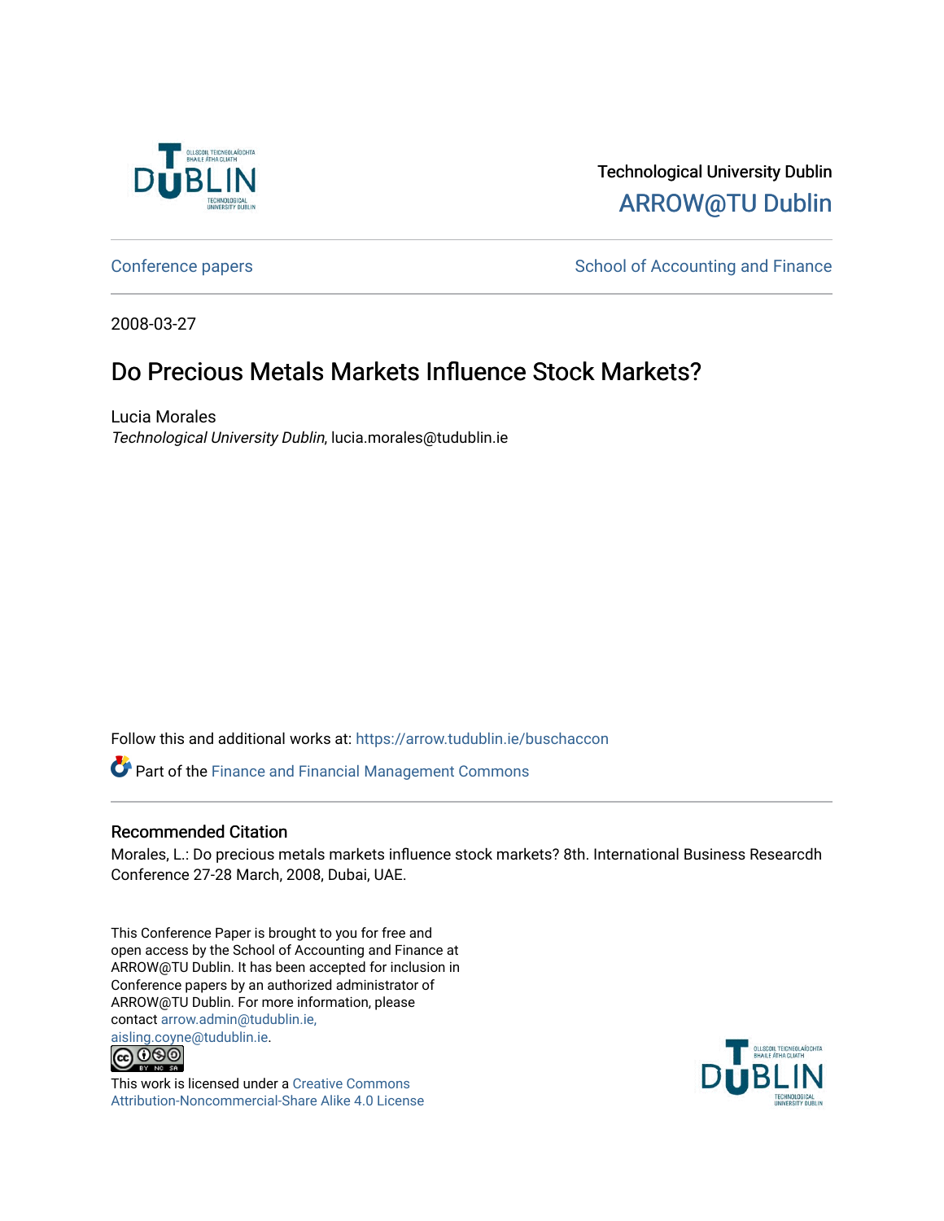Technological University Dublin

ARROW@TU Dublin

Conference papers | School of Accounting and Finance

2008-03-27

# Do Precious Metals Markets Influence Stock Markets?

Lucia Morales

*Technological University Dublin*, lucia.morales@tudublin.ie

Follow this and additional works at: https://arrow.tudublin.ie/buschaccon

Part of the Finance and Financial Management Commons

## Recommended Citation

Morales, L.: Do precious metals markets influence stock markets? 8th. International Business Researcdh Conference 27-28 March, 2008, Dubai, UAE.

This Conference Paper is brought to you for free and open access by the School of Accounting and Finance at ARROW@TU Dublin. It has been accepted for inclusion in Conference papers by an authorized administrator of ARROW@TU Dublin. For more information, please contact arrow.admin@tudublin.ie, aisling.coyne@tudublin.ie.

This work is licensed under a Creative Commons Attribution-Noncommercial-Share Alike 4.0 License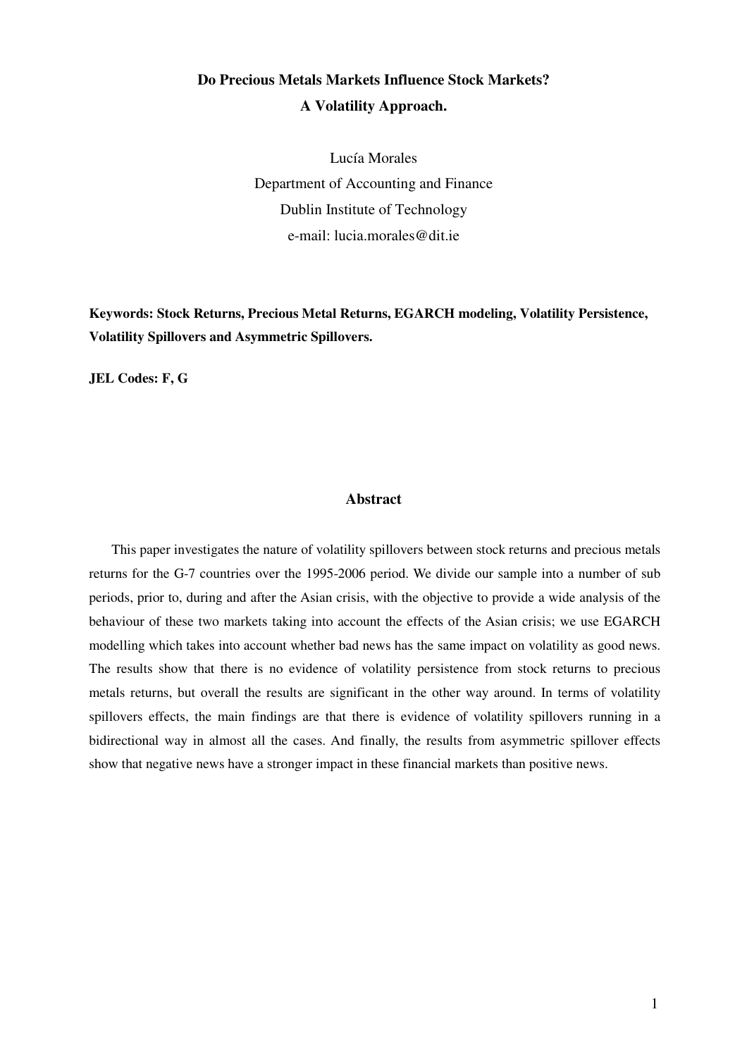**Do Precious Metals Markets Influence Stock Markets?**
**A Volatility Approach.**

Lucía Morales
Department of Accounting and Finance
Dublin Institute of Technology
e-mail: lucia.morales@dit.ie

**Keywords: Stock Returns, Precious Metal Returns, EGARCH modeling, Volatility Persistence, Volatility Spillovers and Asymmetric Spillovers.**

**JEL Codes: F, G**

## Abstract

This paper investigates the nature of volatility spillovers between stock returns and precious metals returns for the G-7 countries over the 1995-2006 period. We divide our sample into a number of sub periods, prior to, during and after the Asian crisis, with the objective to provide a wide analysis of the behaviour of these two markets taking into account the effects of the Asian crisis; we use EGARCH modelling which takes into account whether bad news has the same impact on volatility as good news. The results show that there is no evidence of volatility persistence from stock returns to precious metals returns, but overall the results are significant in the other way around. In terms of volatility spillovers effects, the main findings are that there is evidence of volatility spillovers running in a bidirectional way in almost all the cases. And finally, the results from asymmetric spillover effects show that negative news have a stronger impact in these financial markets than positive news.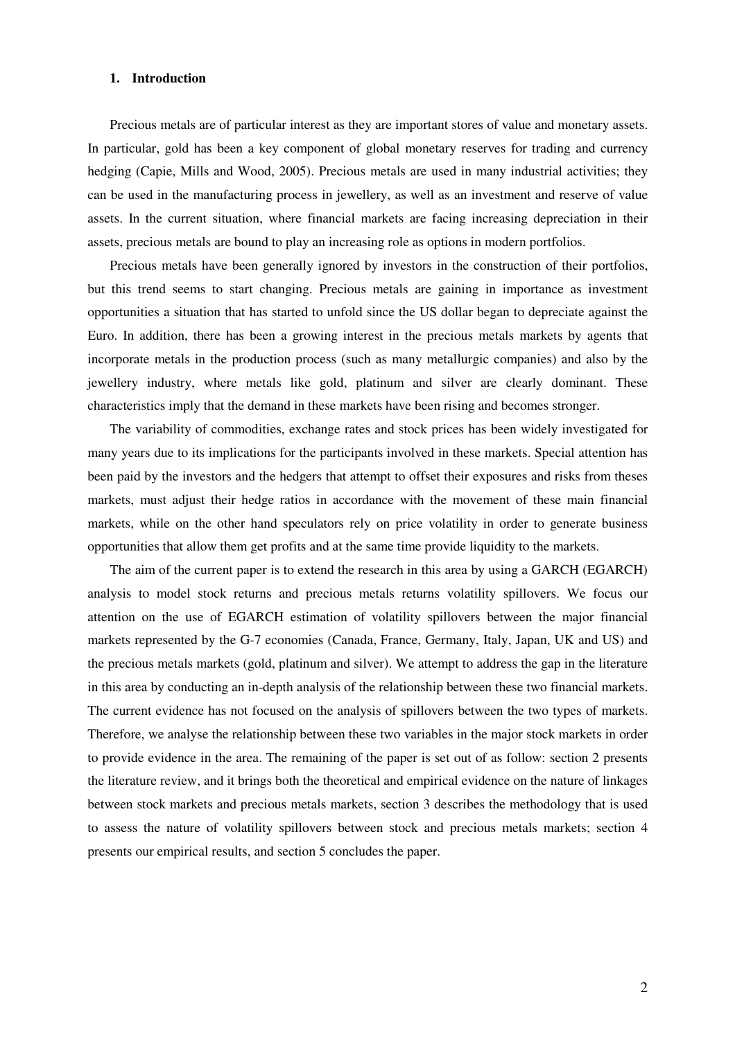# 1. Introduction

Precious metals are of particular interest as they are important stores of value and monetary assets. In particular, gold has been a key component of global monetary reserves for trading and currency hedging (Capie, Mills and Wood, 2005). Precious metals are used in many industrial activities; they can be used in the manufacturing process in jewellery, as well as an investment and reserve of value assets. In the current situation, where financial markets are facing increasing depreciation in their assets, precious metals are bound to play an increasing role as options in modern portfolios.

Precious metals have been generally ignored by investors in the construction of their portfolios, but this trend seems to start changing. Precious metals are gaining in importance as investment opportunities a situation that has started to unfold since the US dollar began to depreciate against the Euro. In addition, there has been a growing interest in the precious metals markets by agents that incorporate metals in the production process (such as many metallurgic companies) and also by the jewellery industry, where metals like gold, platinum and silver are clearly dominant. These characteristics imply that the demand in these markets have been rising and becomes stronger.

The variability of commodities, exchange rates and stock prices has been widely investigated for many years due to its implications for the participants involved in these markets. Special attention has been paid by the investors and the hedgers that attempt to offset their exposures and risks from theses markets, must adjust their hedge ratios in accordance with the movement of these main financial markets, while on the other hand speculators rely on price volatility in order to generate business opportunities that allow them get profits and at the same time provide liquidity to the markets.

The aim of the current paper is to extend the research in this area by using a GARCH (EGARCH) analysis to model stock returns and precious metals returns volatility spillovers. We focus our attention on the use of EGARCH estimation of volatility spillovers between the major financial markets represented by the G-7 economies (Canada, France, Germany, Italy, Japan, UK and US) and the precious metals markets (gold, platinum and silver). We attempt to address the gap in the literature in this area by conducting an in-depth analysis of the relationship between these two financial markets. The current evidence has not focused on the analysis of spillovers between the two types of markets. Therefore, we analyse the relationship between these two variables in the major stock markets in order to provide evidence in the area. The remaining of the paper is set out of as follow: section 2 presents the literature review, and it brings both the theoretical and empirical evidence on the nature of linkages between stock markets and precious metals markets, section 3 describes the methodology that is used to assess the nature of volatility spillovers between stock and precious metals markets; section 4 presents our empirical results, and section 5 concludes the paper.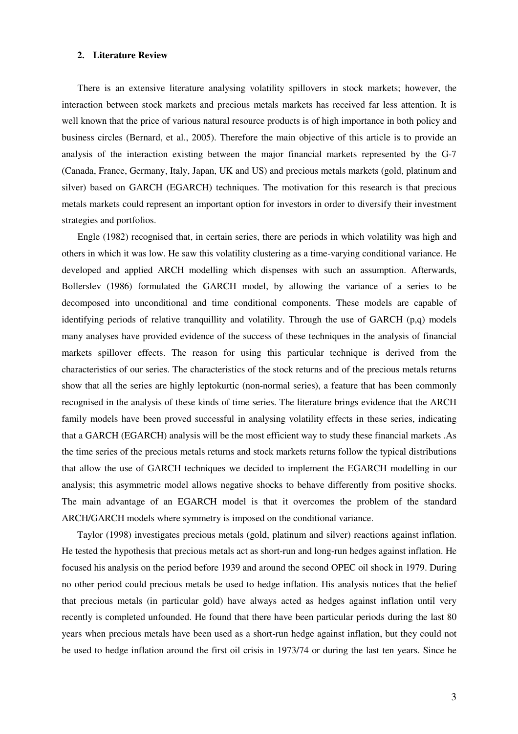## 2. Literature Review

There is an extensive literature analysing volatility spillovers in stock markets; however, the interaction between stock markets and precious metals markets has received far less attention. It is well known that the price of various natural resource products is of high importance in both policy and business circles (Bernard, et al., 2005). Therefore the main objective of this article is to provide an analysis of the interaction existing between the major financial markets represented by the G-7 (Canada, France, Germany, Italy, Japan, UK and US) and precious metals markets (gold, platinum and silver) based on GARCH (EGARCH) techniques. The motivation for this research is that precious metals markets could represent an important option for investors in order to diversify their investment strategies and portfolios.

Engle (1982) recognised that, in certain series, there are periods in which volatility was high and others in which it was low. He saw this volatility clustering as a time-varying conditional variance. He developed and applied ARCH modelling which dispenses with such an assumption. Afterwards, Bollerslev (1986) formulated the GARCH model, by allowing the variance of a series to be decomposed into unconditional and time conditional components. These models are capable of identifying periods of relative tranquillity and volatility. Through the use of GARCH (p,q) models many analyses have provided evidence of the success of these techniques in the analysis of financial markets spillover effects. The reason for using this particular technique is derived from the characteristics of our series. The characteristics of the stock returns and of the precious metals returns show that all the series are highly leptokurtic (non-normal series), a feature that has been commonly recognised in the analysis of these kinds of time series. The literature brings evidence that the ARCH family models have been proved successful in analysing volatility effects in these series, indicating that a GARCH (EGARCH) analysis will be the most efficient way to study these financial markets .As the time series of the precious metals returns and stock markets returns follow the typical distributions that allow the use of GARCH techniques we decided to implement the EGARCH modelling in our analysis; this asymmetric model allows negative shocks to behave differently from positive shocks. The main advantage of an EGARCH model is that it overcomes the problem of the standard ARCH/GARCH models where symmetry is imposed on the conditional variance.

Taylor (1998) investigates precious metals (gold, platinum and silver) reactions against inflation. He tested the hypothesis that precious metals act as short-run and long-run hedges against inflation. He focused his analysis on the period before 1939 and around the second OPEC oil shock in 1979. During no other period could precious metals be used to hedge inflation. His analysis notices that the belief that precious metals (in particular gold) have always acted as hedges against inflation until very recently is completed unfounded. He found that there have been particular periods during the last 80 years when precious metals have been used as a short-run hedge against inflation, but they could not be used to hedge inflation around the first oil crisis in 1973/74 or during the last ten years. Since he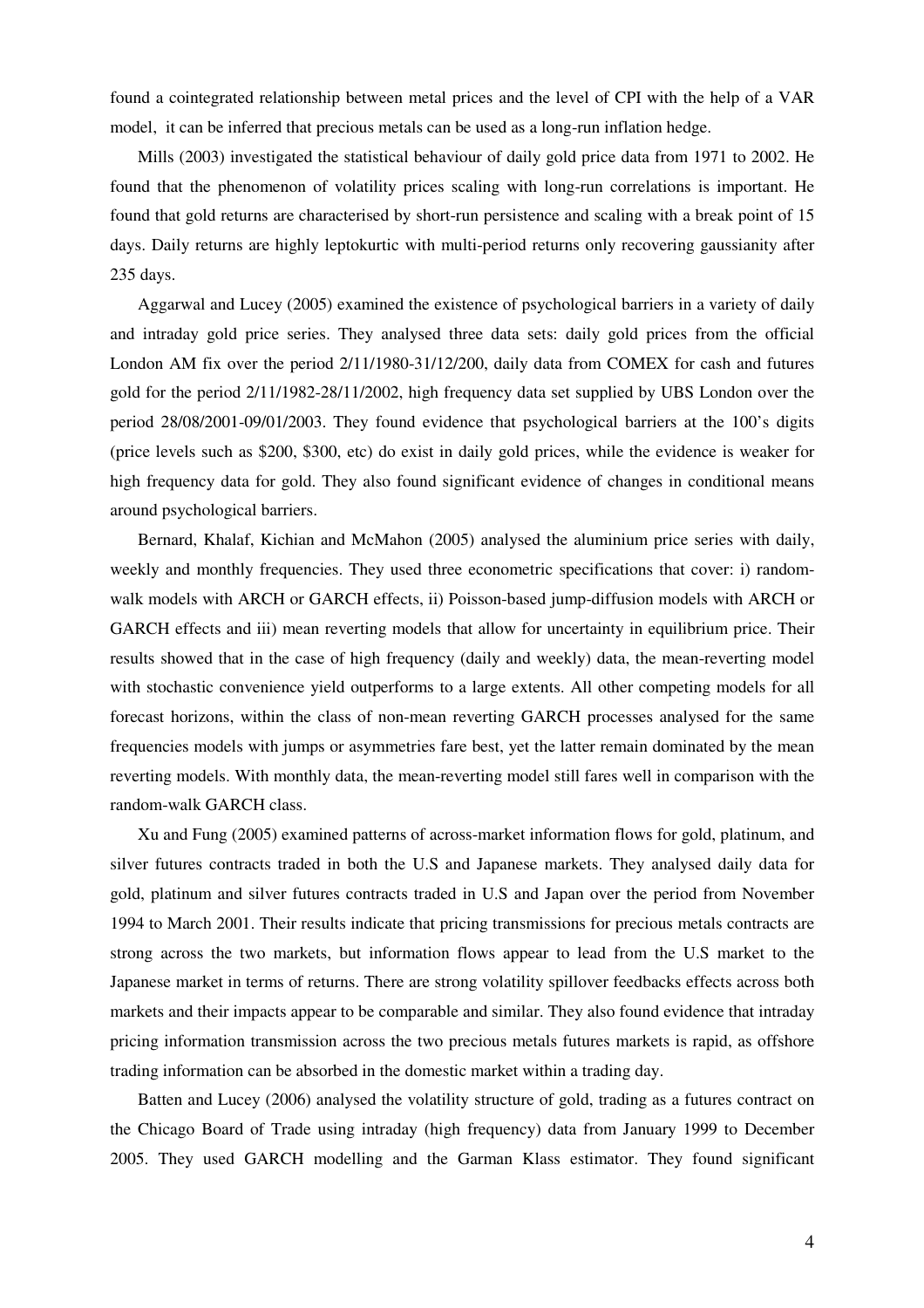found a cointegrated relationship between metal prices and the level of CPI with the help of a VAR model, it can be inferred that precious metals can be used as a long-run inflation hedge.

Mills (2003) investigated the statistical behaviour of daily gold price data from 1971 to 2002. He found that the phenomenon of volatility prices scaling with long-run correlations is important. He found that gold returns are characterised by short-run persistence and scaling with a break point of 15 days. Daily returns are highly leptokurtic with multi-period returns only recovering gaussianity after 235 days.

Aggarwal and Lucey (2005) examined the existence of psychological barriers in a variety of daily and intraday gold price series. They analysed three data sets: daily gold prices from the official London AM fix over the period 2/11/1980-31/12/200, daily data from COMEX for cash and futures gold for the period 2/11/1982-28/11/2002, high frequency data set supplied by UBS London over the period 28/08/2001-09/01/2003. They found evidence that psychological barriers at the 100's digits (price levels such as $200, $300, etc) do exist in daily gold prices, while the evidence is weaker for high frequency data for gold. They also found significant evidence of changes in conditional means around psychological barriers.

Bernard, Khalaf, Kichian and McMahon (2005) analysed the aluminium price series with daily, weekly and monthly frequencies. They used three econometric specifications that cover: i) random-walk models with ARCH or GARCH effects, ii) Poisson-based jump-diffusion models with ARCH or GARCH effects and iii) mean reverting models that allow for uncertainty in equilibrium price. Their results showed that in the case of high frequency (daily and weekly) data, the mean-reverting model with stochastic convenience yield outperforms to a large extents. All other competing models for all forecast horizons, within the class of non-mean reverting GARCH processes analysed for the same frequencies models with jumps or asymmetries fare best, yet the latter remain dominated by the mean reverting models. With monthly data, the mean-reverting model still fares well in comparison with the random-walk GARCH class.

Xu and Fung (2005) examined patterns of across-market information flows for gold, platinum, and silver futures contracts traded in both the U.S and Japanese markets. They analysed daily data for gold, platinum and silver futures contracts traded in U.S and Japan over the period from November 1994 to March 2001. Their results indicate that pricing transmissions for precious metals contracts are strong across the two markets, but information flows appear to lead from the U.S market to the Japanese market in terms of returns. There are strong volatility spillover feedbacks effects across both markets and their impacts appear to be comparable and similar. They also found evidence that intraday pricing information transmission across the two precious metals futures markets is rapid, as offshore trading information can be absorbed in the domestic market within a trading day.

Batten and Lucey (2006) analysed the volatility structure of gold, trading as a futures contract on the Chicago Board of Trade using intraday (high frequency) data from January 1999 to December 2005. They used GARCH modelling and the Garman Klass estimator. They found significant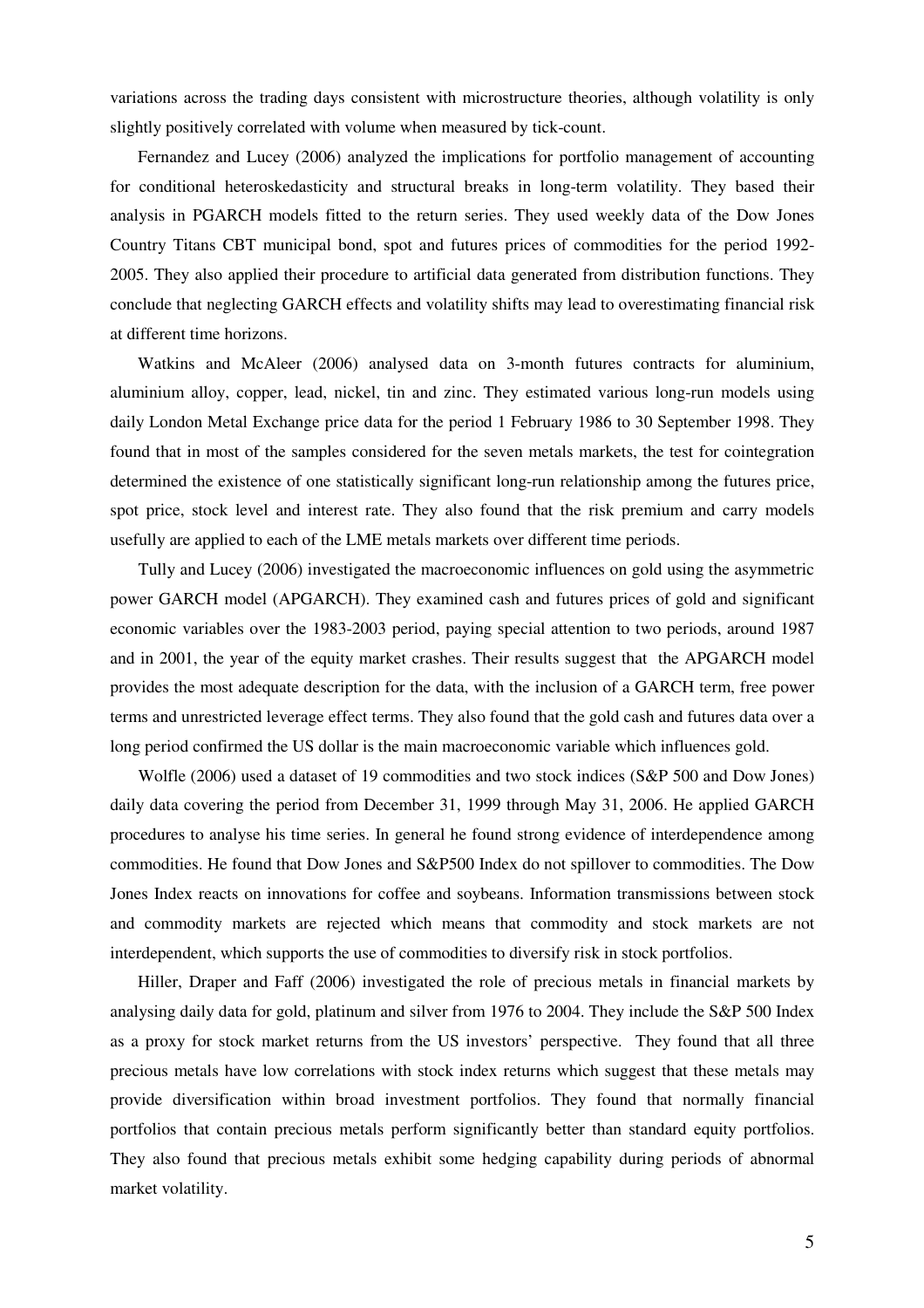variations across the trading days consistent with microstructure theories, although volatility is only slightly positively correlated with volume when measured by tick-count.

Fernandez and Lucey (2006) analyzed the implications for portfolio management of accounting for conditional heteroskedasticity and structural breaks in long-term volatility. They based their analysis in PGARCH models fitted to the return series. They used weekly data of the Dow Jones Country Titans CBT municipal bond, spot and futures prices of commodities for the period 1992-2005. They also applied their procedure to artificial data generated from distribution functions. They conclude that neglecting GARCH effects and volatility shifts may lead to overestimating financial risk at different time horizons.

Watkins and McAleer (2006) analysed data on 3-month futures contracts for aluminium, aluminium alloy, copper, lead, nickel, tin and zinc. They estimated various long-run models using daily London Metal Exchange price data for the period 1 February 1986 to 30 September 1998. They found that in most of the samples considered for the seven metals markets, the test for cointegration determined the existence of one statistically significant long-run relationship among the futures price, spot price, stock level and interest rate. They also found that the risk premium and carry models usefully are applied to each of the LME metals markets over different time periods.

Tully and Lucey (2006) investigated the macroeconomic influences on gold using the asymmetric power GARCH model (APGARCH). They examined cash and futures prices of gold and significant economic variables over the 1983-2003 period, paying special attention to two periods, around 1987 and in 2001, the year of the equity market crashes. Their results suggest that the APGARCH model provides the most adequate description for the data, with the inclusion of a GARCH term, free power terms and unrestricted leverage effect terms. They also found that the gold cash and futures data over a long period confirmed the US dollar is the main macroeconomic variable which influences gold.

Wolfle (2006) used a dataset of 19 commodities and two stock indices (S&P 500 and Dow Jones) daily data covering the period from December 31, 1999 through May 31, 2006. He applied GARCH procedures to analyse his time series. In general he found strong evidence of interdependence among commodities. He found that Dow Jones and S&P500 Index do not spillover to commodities. The Dow Jones Index reacts on innovations for coffee and soybeans. Information transmissions between stock and commodity markets are rejected which means that commodity and stock markets are not interdependent, which supports the use of commodities to diversify risk in stock portfolios.

Hiller, Draper and Faff (2006) investigated the role of precious metals in financial markets by analysing daily data for gold, platinum and silver from 1976 to 2004. They include the S&P 500 Index as a proxy for stock market returns from the US investors' perspective. They found that all three precious metals have low correlations with stock index returns which suggest that these metals may provide diversification within broad investment portfolios. They found that normally financial portfolios that contain precious metals perform significantly better than standard equity portfolios. They also found that precious metals exhibit some hedging capability during periods of abnormal market volatility.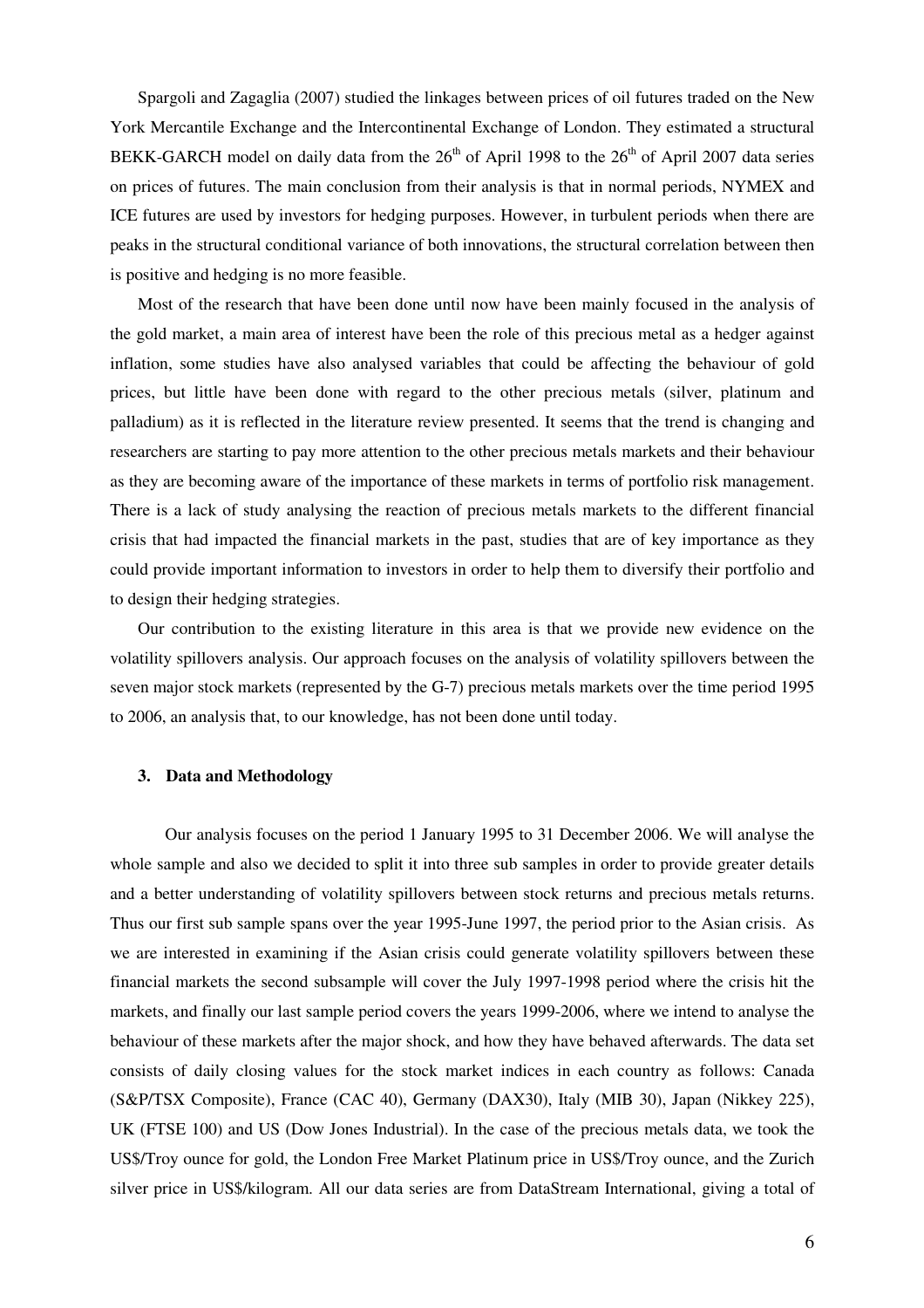Spargoli and Zagaglia (2007) studied the linkages between prices of oil futures traded on the New York Mercantile Exchange and the Intercontinental Exchange of London. They estimated a structural BEKK-GARCH model on daily data from the 26th of April 1998 to the 26th of April 2007 data series on prices of futures. The main conclusion from their analysis is that in normal periods, NYMEX and ICE futures are used by investors for hedging purposes. However, in turbulent periods when there are peaks in the structural conditional variance of both innovations, the structural correlation between then is positive and hedging is no more feasible.

Most of the research that have been done until now have been mainly focused in the analysis of the gold market, a main area of interest have been the role of this precious metal as a hedger against inflation, some studies have also analysed variables that could be affecting the behaviour of gold prices, but little have been done with regard to the other precious metals (silver, platinum and palladium) as it is reflected in the literature review presented. It seems that the trend is changing and researchers are starting to pay more attention to the other precious metals markets and their behaviour as they are becoming aware of the importance of these markets in terms of portfolio risk management. There is a lack of study analysing the reaction of precious metals markets to the different financial crisis that had impacted the financial markets in the past, studies that are of key importance as they could provide important information to investors in order to help them to diversify their portfolio and to design their hedging strategies.

Our contribution to the existing literature in this area is that we provide new evidence on the volatility spillovers analysis. Our approach focuses on the analysis of volatility spillovers between the seven major stock markets (represented by the G-7) precious metals markets over the time period 1995 to 2006, an analysis that, to our knowledge, has not been done until today.

## 3. Data and Methodology

Our analysis focuses on the period 1 January 1995 to 31 December 2006. We will analyse the whole sample and also we decided to split it into three sub samples in order to provide greater details and a better understanding of volatility spillovers between stock returns and precious metals returns. Thus our first sub sample spans over the year 1995-June 1997, the period prior to the Asian crisis. As we are interested in examining if the Asian crisis could generate volatility spillovers between these financial markets the second subsample will cover the July 1997-1998 period where the crisis hit the markets, and finally our last sample period covers the years 1999-2006, where we intend to analyse the behaviour of these markets after the major shock, and how they have behaved afterwards. The data set consists of daily closing values for the stock market indices in each country as follows: Canada (S&P/TSX Composite), France (CAC 40), Germany (DAX30), Italy (MIB 30), Japan (Nikkey 225), UK (FTSE 100) and US (Dow Jones Industrial). In the case of the precious metals data, we took the US$/Troy ounce for gold, the London Free Market Platinum price in US$/Troy ounce, and the Zurich silver price in US$/kilogram. All our data series are from DataStream International, giving a total of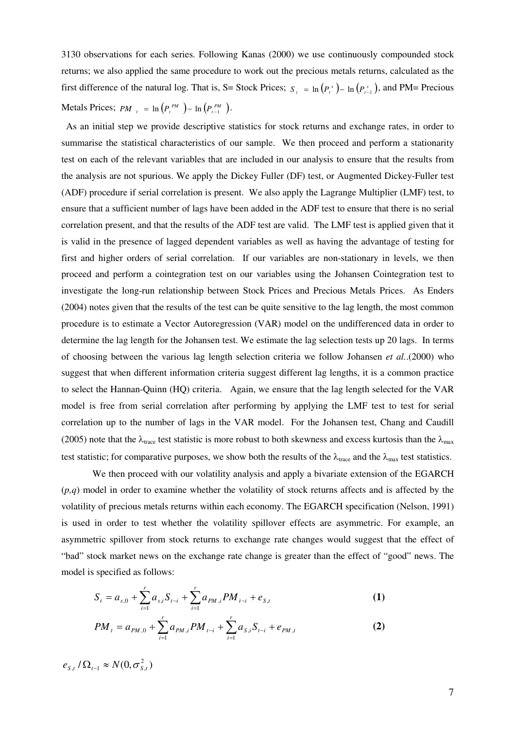3130 observations for each series. Following Kanas (2000) we use continuously compounded stock returns; we also applied the same procedure to work out the precious metals returns, calculated as the first difference of the natural log. That is, S= Stock Prices; $S_t = \ln\left(P_t^s\right) - \ln\left(P_{t-1}^s\right)$, and PM= Precious Metals Prices; $PM_t = \ln\left(P_t^{PM}\right) - \ln\left(P_{t-1}^{PM}\right)$.

As an initial step we provide descriptive statistics for stock returns and exchange rates, in order to summarise the statistical characteristics of our sample. We then proceed and perform a stationarity test on each of the relevant variables that are included in our analysis to ensure that the results from the analysis are not spurious. We apply the Dickey Fuller (DF) test, or Augmented Dickey-Fuller test (ADF) procedure if serial correlation is present. We also apply the Lagrange Multiplier (LMF) test, to ensure that a sufficient number of lags have been added in the ADF test to ensure that there is no serial correlation present, and that the results of the ADF test are valid. The LMF test is applied given that it is valid in the presence of lagged dependent variables as well as having the advantage of testing for first and higher orders of serial correlation. If our variables are non-stationary in levels, we then proceed and perform a cointegration test on our variables using the Johansen Cointegration test to investigate the long-run relationship between Stock Prices and Precious Metals Prices. As Enders (2004) notes given that the results of the test can be quite sensitive to the lag length, the most common procedure is to estimate a Vector Autoregression (VAR) model on the undifferenced data in order to determine the lag length for the Johansen test. We estimate the lag selection tests up 20 lags. In terms of choosing between the various lag length selection criteria we follow Johansen *et al.*.(2000) who suggest that when different information criteria suggest different lag lengths, it is a common practice to select the Hannan-Quinn (HQ) criteria. Again, we ensure that the lag length selected for the VAR model is free from serial correlation after performing by applying the LMF test to test for serial correlation up to the number of lags in the VAR model. For the Johansen test, Chang and Caudill (2005) note that the $\lambda_{trace}$ test statistic is more robust to both skewness and excess kurtosis than the $\lambda_{max}$ test statistic; for comparative purposes, we show both the results of the $\lambda_{trace}$ and the $\lambda_{max}$ test statistics.

We then proceed with our volatility analysis and apply a bivariate extension of the EGARCH (*p,q*) model in order to examine whether the volatility of stock returns affects and is affected by the volatility of precious metals returns within each economy. The EGARCH specification (Nelson, 1991) is used in order to test whether the volatility spillover effects are asymmetric. For example, an asymmetric spillover from stock returns to exchange rate changes would suggest that the effect of "bad" stock market news on the exchange rate change is greater than the effect of "good" news. The model is specified as follows:

$$S_t = a_{s,0} + \sum_{i=1}^{r} a_{s,i} S_{t-i} + \sum_{i=1}^{r} a_{PM,i} PM_{t-i} + e_{S,t} \tag{1}$$

$$PM_t = a_{PM,0} + \sum_{i=1}^{r} a_{PM,i} PM_{t-i} + \sum_{i=1}^{r} a_{S,i} S_{t-i} + e_{PM,t} \tag{2}$$

$e_{S,t} / \Omega_{t-1} \approx N(0, \sigma_{S,t}^2)$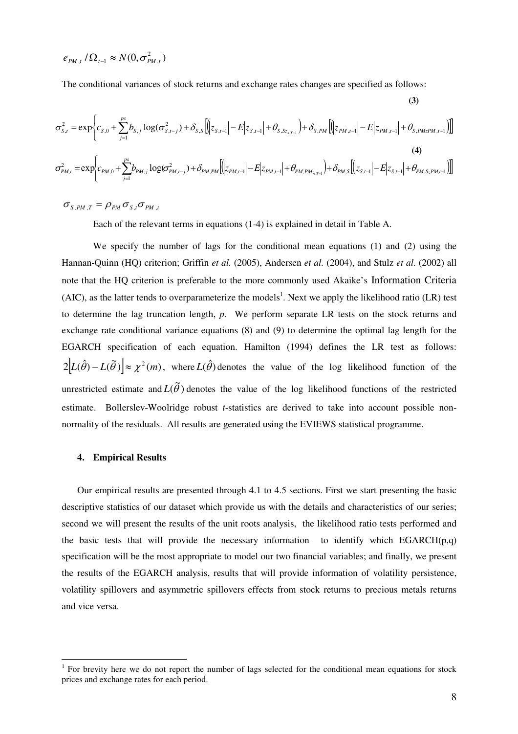$$e_{PM,t} / \Omega_{t-1} \approx N(0, \sigma^2_{PM,t})$$

The conditional variances of stock returns and exchange rates changes are specified as follows:

**(3)**

$$\sigma^2_{S,t} = \exp\left\{c_{S,0} + \sum_{j=1}^{ps} b_{S,j} \log(\sigma^2_{S,t-j}) + \delta_{S,S}\left[\left(\left|z_{S,t-1}\right| - E\left|z_{S,t-1}\right| + \theta_{S,Sz_{S,T-1}}\right) + \delta_{S,PM}\left[\left(\left|z_{PM,t-1}\right| - E\left|z_{PM,t-1}\right| + \theta_{S,PMzPM,t-1}\right)\right]\right]\right.$$

**(4)**

$$\sigma^2_{PM,t} = \exp\left\{c_{PM,0} + \sum_{j=1}^{ps} b_{PM,j} \log(\sigma^2_{PM,t-j}) + \delta_{PM,PM}\left[\left(\left|z_{PM,t-1}\right| - E\left|z_{PM,t-1}\right| + \theta_{PM,PMz_{t,T-1}}\right) + \delta_{PM,S}\left[\left(\left|z_{S,t-1}\right| - E\left|z_{S,t-1}\right| + \theta_{PM,SzPM,t-1}\right)\right]\right]\right.$$

$$\sigma_{S,PM,T} = \rho_{PM}\sigma_{S,t}\sigma_{PM,t}$$

Each of the relevant terms in equations (1-4) is explained in detail in Table A.

We specify the number of lags for the conditional mean equations (1) and (2) using the Hannan-Quinn (HQ) criterion; Griffin *et al.* (2005), Andersen *et al.* (2004), and Stulz *et al.* (2002) all note that the HQ criterion is preferable to the more commonly used Akaike's Information Criteria (AIC), as the latter tends to overparameterize the models[1]. Next we apply the likelihood ratio (LR) test to determine the lag truncation length, *p*. We perform separate LR tests on the stock returns and exchange rate conditional variance equations (8) and (9) to determine the optimal lag length for the EGARCH specification of each equation. Hamilton (1994) defines the LR test as follows: $2\left[L(\hat{\theta}) - L(\tilde{\theta})\right] \approx \chi^2(m)$, where $L(\hat{\theta})$ denotes the value of the log likelihood function of the unrestricted estimate and $L(\tilde{\theta})$ denotes the value of the log likelihood functions of the restricted estimate. Bollerslev-Woolridge robust *t*-statistics are derived to take into account possible non-normality of the residuals. All results are generated using the EVIEWS statistical programme.

## 4. Empirical Results

Our empirical results are presented through 4.1 to 4.5 sections. First we start presenting the basic descriptive statistics of our dataset which provide us with the details and characteristics of our series; second we will present the results of the unit roots analysis, the likelihood ratio tests performed and the basic tests that will provide the necessary information to identify which EGARCH(p,q) specification will be the most appropriate to model our two financial variables; and finally, we present the results of the EGARCH analysis, results that will provide information of volatility persistence, volatility spillovers and asymmetric spillovers effects from stock returns to precious metals returns and vice versa.

[1] For brevity here we do not report the number of lags selected for the conditional mean equations for stock prices and exchange rates for each period.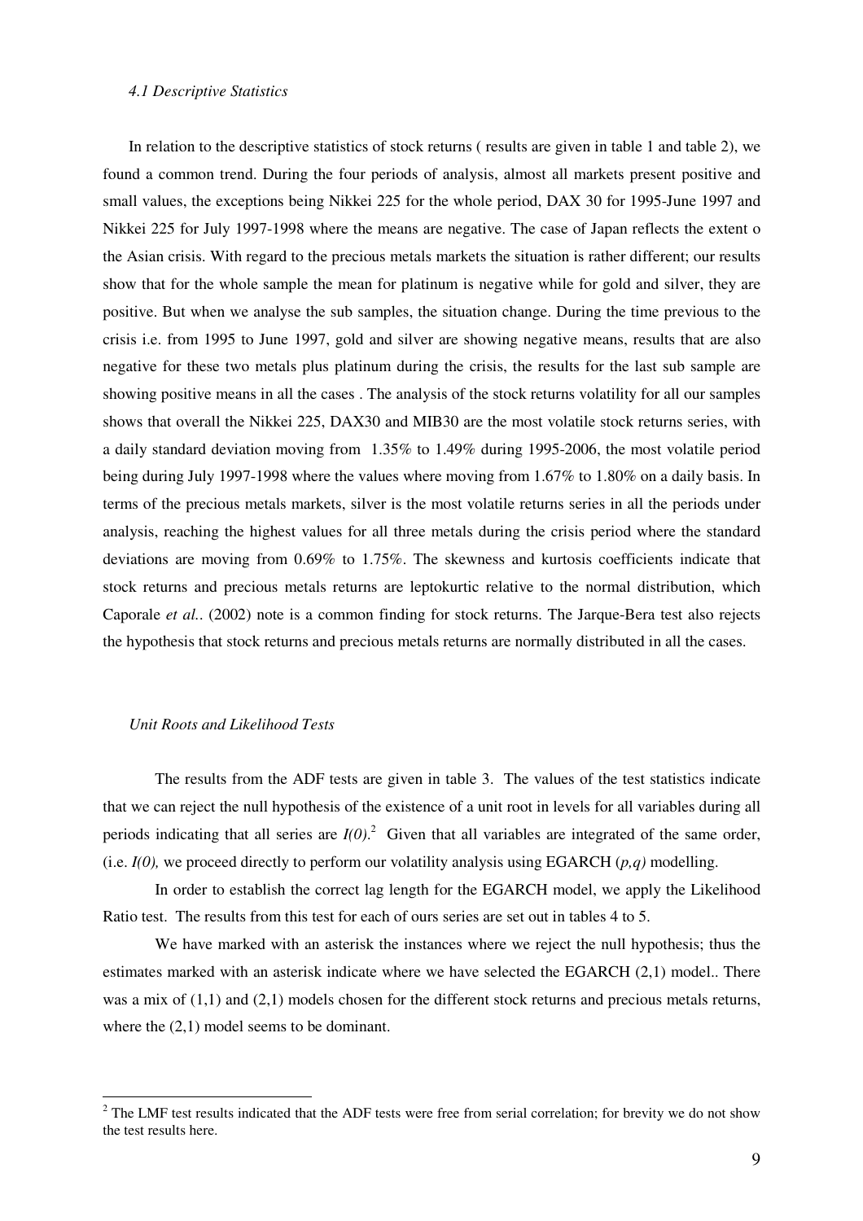*4.1 Descriptive Statistics*

In relation to the descriptive statistics of stock returns ( results are given in table 1 and table 2), we found a common trend. During the four periods of analysis, almost all markets present positive and small values, the exceptions being Nikkei 225 for the whole period, DAX 30 for 1995-June 1997 and Nikkei 225 for July 1997-1998 where the means are negative. The case of Japan reflects the extent o the Asian crisis. With regard to the precious metals markets the situation is rather different; our results show that for the whole sample the mean for platinum is negative while for gold and silver, they are positive. But when we analyse the sub samples, the situation change. During the time previous to the crisis i.e. from 1995 to June 1997, gold and silver are showing negative means, results that are also negative for these two metals plus platinum during the crisis, the results for the last sub sample are showing positive means in all the cases . The analysis of the stock returns volatility for all our samples shows that overall the Nikkei 225, DAX30 and MIB30 are the most volatile stock returns series, with a daily standard deviation moving from 1.35% to 1.49% during 1995-2006, the most volatile period being during July 1997-1998 where the values where moving from 1.67% to 1.80% on a daily basis. In terms of the precious metals markets, silver is the most volatile returns series in all the periods under analysis, reaching the highest values for all three metals during the crisis period where the standard deviations are moving from 0.69% to 1.75%. The skewness and kurtosis coefficients indicate that stock returns and precious metals returns are leptokurtic relative to the normal distribution, which Caporale *et al.*. (2002) note is a common finding for stock returns. The Jarque-Bera test also rejects the hypothesis that stock returns and precious metals returns are normally distributed in all the cases.

*Unit Roots and Likelihood Tests*

The results from the ADF tests are given in table 3. The values of the test statistics indicate that we can reject the null hypothesis of the existence of a unit root in levels for all variables during all periods indicating that all series are *I(0)*.[2] Given that all variables are integrated of the same order, (i.e. *I(0),* we proceed directly to perform our volatility analysis using EGARCH (*p,q)* modelling.

In order to establish the correct lag length for the EGARCH model, we apply the Likelihood Ratio test. The results from this test for each of ours series are set out in tables 4 to 5.

We have marked with an asterisk the instances where we reject the null hypothesis; thus the estimates marked with an asterisk indicate where we have selected the EGARCH (2,1) model.. There was a mix of (1,1) and (2,1) models chosen for the different stock returns and precious metals returns, where the (2,1) model seems to be dominant.

[2] The LMF test results indicated that the ADF tests were free from serial correlation; for brevity we do not show the test results here.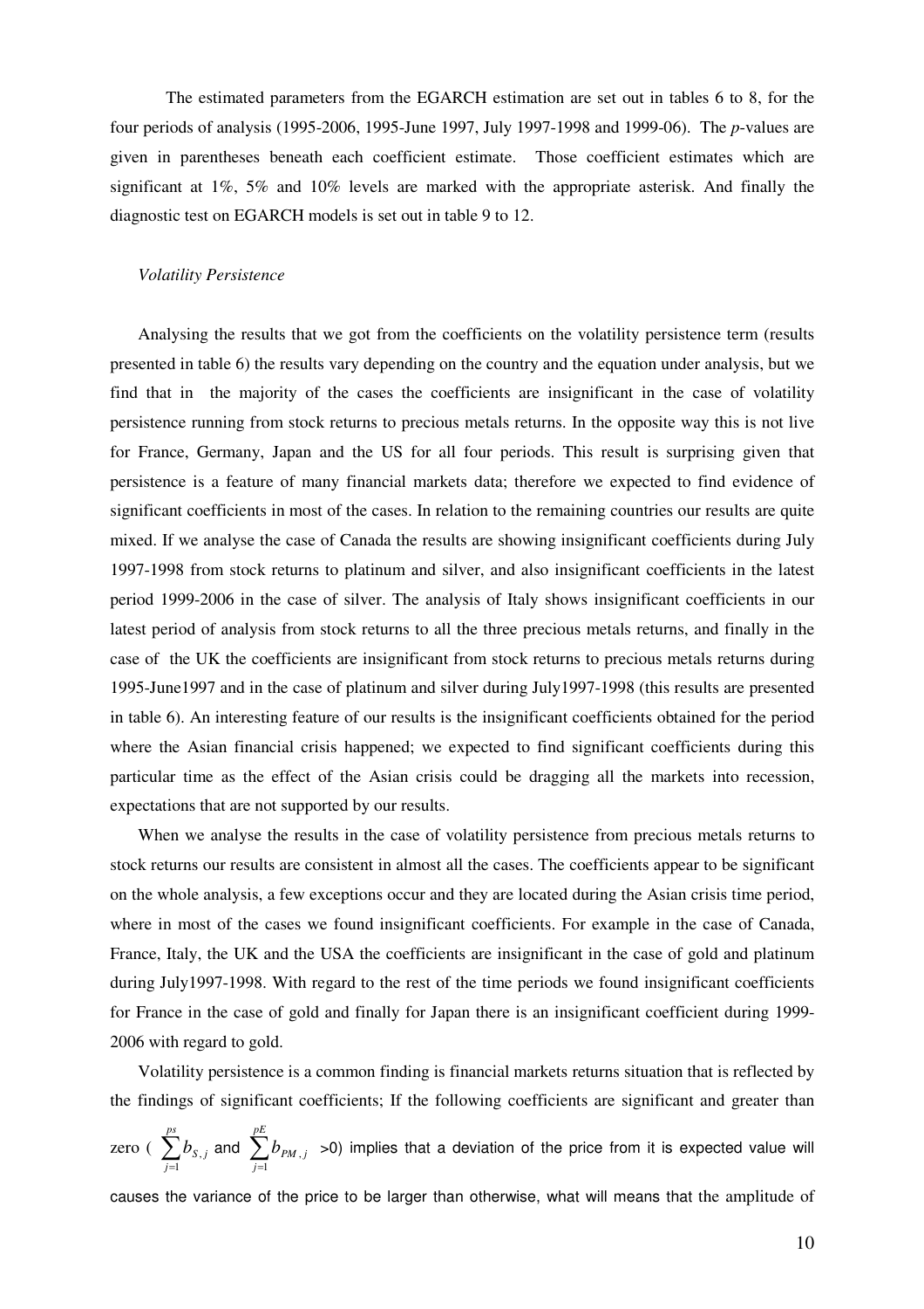The estimated parameters from the EGARCH estimation are set out in tables 6 to 8, for the four periods of analysis (1995-2006, 1995-June 1997, July 1997-1998 and 1999-06). The *p*-values are given in parentheses beneath each coefficient estimate. Those coefficient estimates which are significant at 1%, 5% and 10% levels are marked with the appropriate asterisk. And finally the diagnostic test on EGARCH models is set out in table 9 to 12.

*Volatility Persistence*

Analysing the results that we got from the coefficients on the volatility persistence term (results presented in table 6) the results vary depending on the country and the equation under analysis, but we find that in the majority of the cases the coefficients are insignificant in the case of volatility persistence running from stock returns to precious metals returns. In the opposite way this is not live for France, Germany, Japan and the US for all four periods. This result is surprising given that persistence is a feature of many financial markets data; therefore we expected to find evidence of significant coefficients in most of the cases. In relation to the remaining countries our results are quite mixed. If we analyse the case of Canada the results are showing insignificant coefficients during July 1997-1998 from stock returns to platinum and silver, and also insignificant coefficients in the latest period 1999-2006 in the case of silver. The analysis of Italy shows insignificant coefficients in our latest period of analysis from stock returns to all the three precious metals returns, and finally in the case of the UK the coefficients are insignificant from stock returns to precious metals returns during 1995-June1997 and in the case of platinum and silver during July1997-1998 (this results are presented in table 6). An interesting feature of our results is the insignificant coefficients obtained for the period where the Asian financial crisis happened; we expected to find significant coefficients during this particular time as the effect of the Asian crisis could be dragging all the markets into recession, expectations that are not supported by our results.

When we analyse the results in the case of volatility persistence from precious metals returns to stock returns our results are consistent in almost all the cases. The coefficients appear to be significant on the whole analysis, a few exceptions occur and they are located during the Asian crisis time period, where in most of the cases we found insignificant coefficients. For example in the case of Canada, France, Italy, the UK and the USA the coefficients are insignificant in the case of gold and platinum during July1997-1998. With regard to the rest of the time periods we found insignificant coefficients for France in the case of gold and finally for Japan there is an insignificant coefficient during 1999-2006 with regard to gold.

Volatility persistence is a common finding is financial markets returns situation that is reflected by the findings of significant coefficients; If the following coefficients are significant and greater than zero ( $\sum_{j=1}^{ps} b_{S,j}$ and $\sum_{j=1}^{pE} b_{PM,j}$ >0) implies that a deviation of the price from it is expected value will causes the variance of the price to be larger than otherwise, what will means that the amplitude of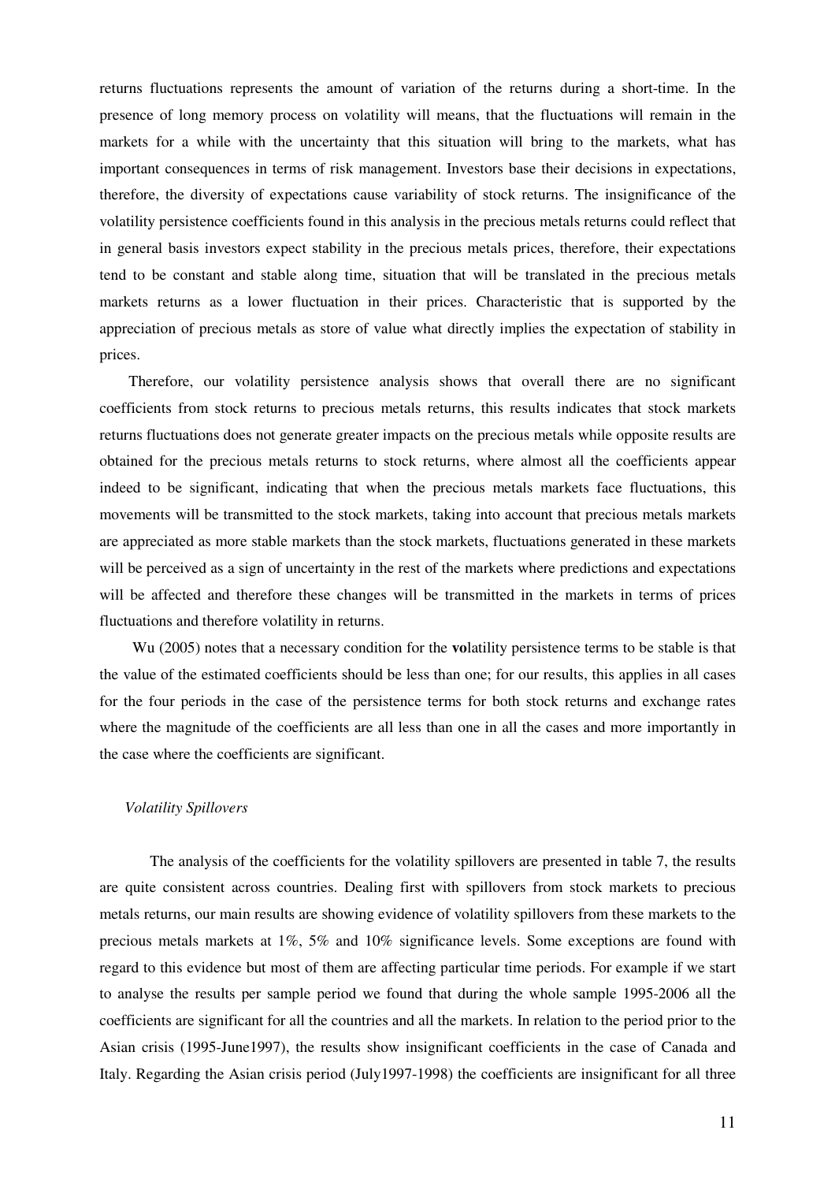returns fluctuations represents the amount of variation of the returns during a short-time. In the presence of long memory process on volatility will means, that the fluctuations will remain in the markets for a while with the uncertainty that this situation will bring to the markets, what has important consequences in terms of risk management. Investors base their decisions in expectations, therefore, the diversity of expectations cause variability of stock returns. The insignificance of the volatility persistence coefficients found in this analysis in the precious metals returns could reflect that in general basis investors expect stability in the precious metals prices, therefore, their expectations tend to be constant and stable along time, situation that will be translated in the precious metals markets returns as a lower fluctuation in their prices. Characteristic that is supported by the appreciation of precious metals as store of value what directly implies the expectation of stability in prices.

Therefore, our volatility persistence analysis shows that overall there are no significant coefficients from stock returns to precious metals returns, this results indicates that stock markets returns fluctuations does not generate greater impacts on the precious metals while opposite results are obtained for the precious metals returns to stock returns, where almost all the coefficients appear indeed to be significant, indicating that when the precious metals markets face fluctuations, this movements will be transmitted to the stock markets, taking into account that precious metals markets are appreciated as more stable markets than the stock markets, fluctuations generated in these markets will be perceived as a sign of uncertainty in the rest of the markets where predictions and expectations will be affected and therefore these changes will be transmitted in the markets in terms of prices fluctuations and therefore volatility in returns.

Wu (2005) notes that a necessary condition for the **vo**latility persistence terms to be stable is that the value of the estimated coefficients should be less than one; for our results, this applies in all cases for the four periods in the case of the persistence terms for both stock returns and exchange rates where the magnitude of the coefficients are all less than one in all the cases and more importantly in the case where the coefficients are significant.

*Volatility Spillovers*

The analysis of the coefficients for the volatility spillovers are presented in table 7, the results are quite consistent across countries. Dealing first with spillovers from stock markets to precious metals returns, our main results are showing evidence of volatility spillovers from these markets to the precious metals markets at 1%, 5% and 10% significance levels. Some exceptions are found with regard to this evidence but most of them are affecting particular time periods. For example if we start to analyse the results per sample period we found that during the whole sample 1995-2006 all the coefficients are significant for all the countries and all the markets. In relation to the period prior to the Asian crisis (1995-June1997), the results show insignificant coefficients in the case of Canada and Italy. Regarding the Asian crisis period (July1997-1998) the coefficients are insignificant for all three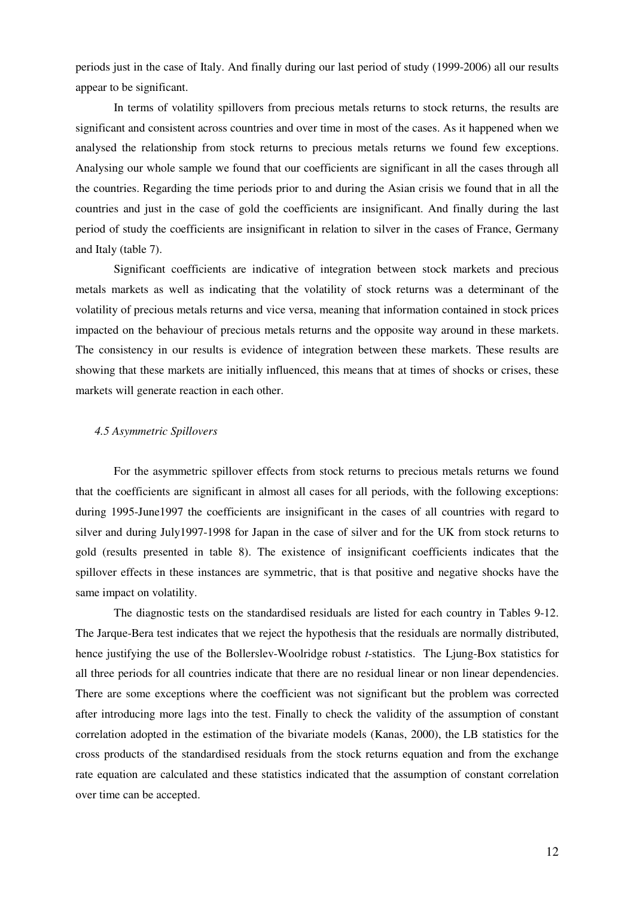periods just in the case of Italy. And finally during our last period of study (1999-2006) all our results appear to be significant.

In terms of volatility spillovers from precious metals returns to stock returns, the results are significant and consistent across countries and over time in most of the cases. As it happened when we analysed the relationship from stock returns to precious metals returns we found few exceptions. Analysing our whole sample we found that our coefficients are significant in all the cases through all the countries. Regarding the time periods prior to and during the Asian crisis we found that in all the countries and just in the case of gold the coefficients are insignificant. And finally during the last period of study the coefficients are insignificant in relation to silver in the cases of France, Germany and Italy (table 7).

Significant coefficients are indicative of integration between stock markets and precious metals markets as well as indicating that the volatility of stock returns was a determinant of the volatility of precious metals returns and vice versa, meaning that information contained in stock prices impacted on the behaviour of precious metals returns and the opposite way around in these markets. The consistency in our results is evidence of integration between these markets. These results are showing that these markets are initially influenced, this means that at times of shocks or crises, these markets will generate reaction in each other.

### *4.5 Asymmetric Spillovers*

For the asymmetric spillover effects from stock returns to precious metals returns we found that the coefficients are significant in almost all cases for all periods, with the following exceptions: during 1995-June1997 the coefficients are insignificant in the cases of all countries with regard to silver and during July1997-1998 for Japan in the case of silver and for the UK from stock returns to gold (results presented in table 8). The existence of insignificant coefficients indicates that the spillover effects in these instances are symmetric, that is that positive and negative shocks have the same impact on volatility.

The diagnostic tests on the standardised residuals are listed for each country in Tables 9-12. The Jarque-Bera test indicates that we reject the hypothesis that the residuals are normally distributed, hence justifying the use of the Bollerslev-Woolridge robust *t*-statistics. The Ljung-Box statistics for all three periods for all countries indicate that there are no residual linear or non linear dependencies. There are some exceptions where the coefficient was not significant but the problem was corrected after introducing more lags into the test. Finally to check the validity of the assumption of constant correlation adopted in the estimation of the bivariate models (Kanas, 2000), the LB statistics for the cross products of the standardised residuals from the stock returns equation and from the exchange rate equation are calculated and these statistics indicated that the assumption of constant correlation over time can be accepted.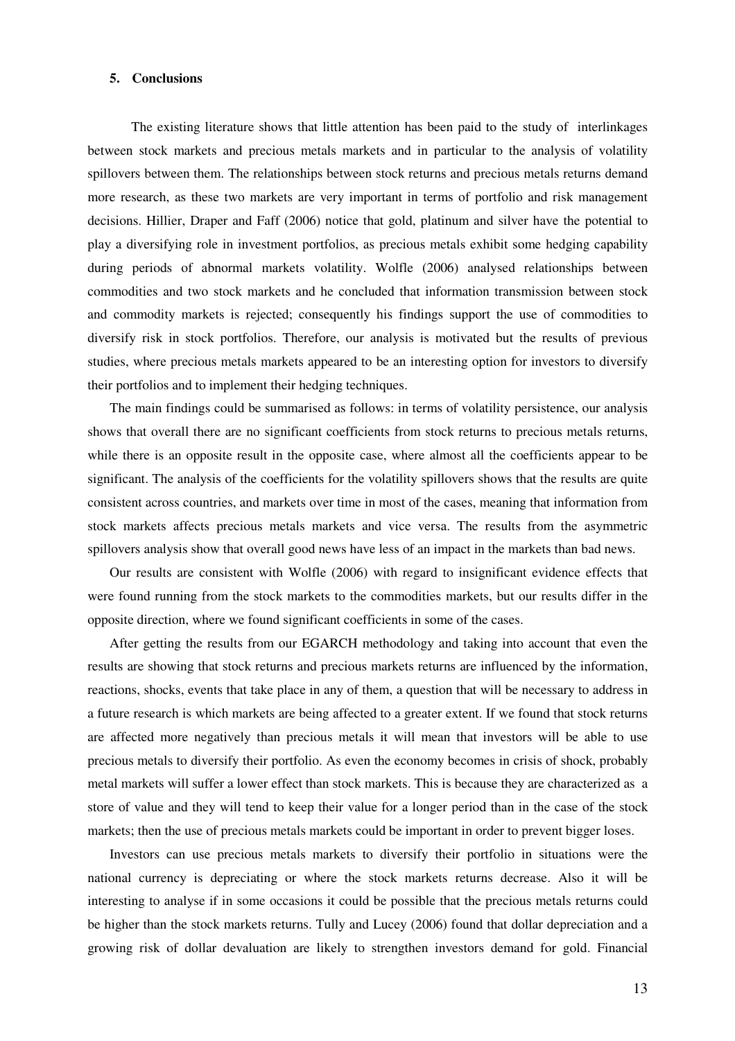## 5. Conclusions

The existing literature shows that little attention has been paid to the study of interlinkages between stock markets and precious metals markets and in particular to the analysis of volatility spillovers between them. The relationships between stock returns and precious metals returns demand more research, as these two markets are very important in terms of portfolio and risk management decisions. Hillier, Draper and Faff (2006) notice that gold, platinum and silver have the potential to play a diversifying role in investment portfolios, as precious metals exhibit some hedging capability during periods of abnormal markets volatility. Wolfle (2006) analysed relationships between commodities and two stock markets and he concluded that information transmission between stock and commodity markets is rejected; consequently his findings support the use of commodities to diversify risk in stock portfolios. Therefore, our analysis is motivated but the results of previous studies, where precious metals markets appeared to be an interesting option for investors to diversify their portfolios and to implement their hedging techniques.

The main findings could be summarised as follows: in terms of volatility persistence, our analysis shows that overall there are no significant coefficients from stock returns to precious metals returns, while there is an opposite result in the opposite case, where almost all the coefficients appear to be significant. The analysis of the coefficients for the volatility spillovers shows that the results are quite consistent across countries, and markets over time in most of the cases, meaning that information from stock markets affects precious metals markets and vice versa. The results from the asymmetric spillovers analysis show that overall good news have less of an impact in the markets than bad news.

Our results are consistent with Wolfle (2006) with regard to insignificant evidence effects that were found running from the stock markets to the commodities markets, but our results differ in the opposite direction, where we found significant coefficients in some of the cases.

After getting the results from our EGARCH methodology and taking into account that even the results are showing that stock returns and precious markets returns are influenced by the information, reactions, shocks, events that take place in any of them, a question that will be necessary to address in a future research is which markets are being affected to a greater extent. If we found that stock returns are affected more negatively than precious metals it will mean that investors will be able to use precious metals to diversify their portfolio. As even the economy becomes in crisis of shock, probably metal markets will suffer a lower effect than stock markets. This is because they are characterized as a store of value and they will tend to keep their value for a longer period than in the case of the stock markets; then the use of precious metals markets could be important in order to prevent bigger loses.

Investors can use precious metals markets to diversify their portfolio in situations were the national currency is depreciating or where the stock markets returns decrease. Also it will be interesting to analyse if in some occasions it could be possible that the precious metals returns could be higher than the stock markets returns. Tully and Lucey (2006) found that dollar depreciation and a growing risk of dollar devaluation are likely to strengthen investors demand for gold. Financial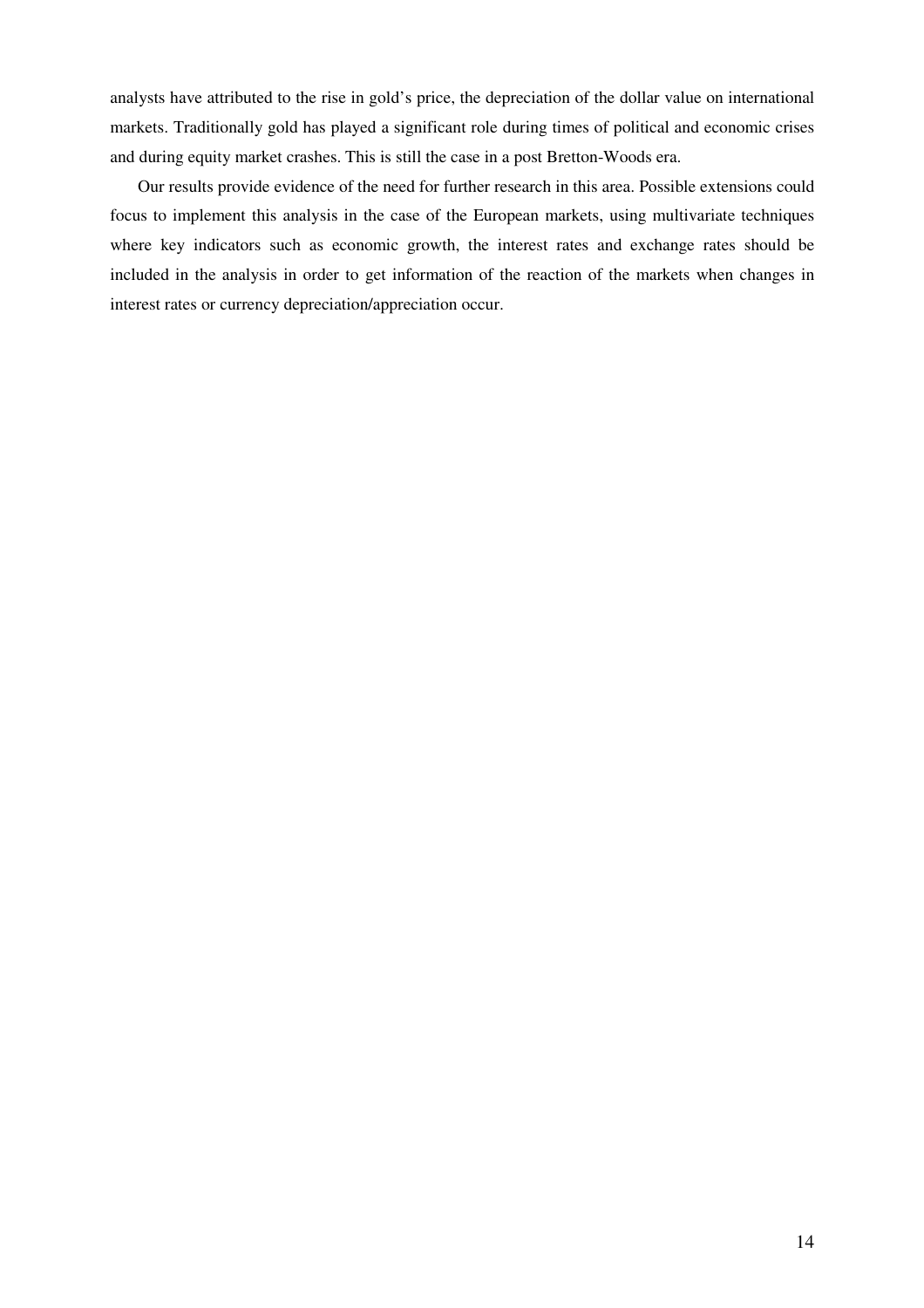analysts have attributed to the rise in gold's price, the depreciation of the dollar value on international markets. Traditionally gold has played a significant role during times of political and economic crises and during equity market crashes. This is still the case in a post Bretton-Woods era.

Our results provide evidence of the need for further research in this area. Possible extensions could focus to implement this analysis in the case of the European markets, using multivariate techniques where key indicators such as economic growth, the interest rates and exchange rates should be included in the analysis in order to get information of the reaction of the markets when changes in interest rates or currency depreciation/appreciation occur.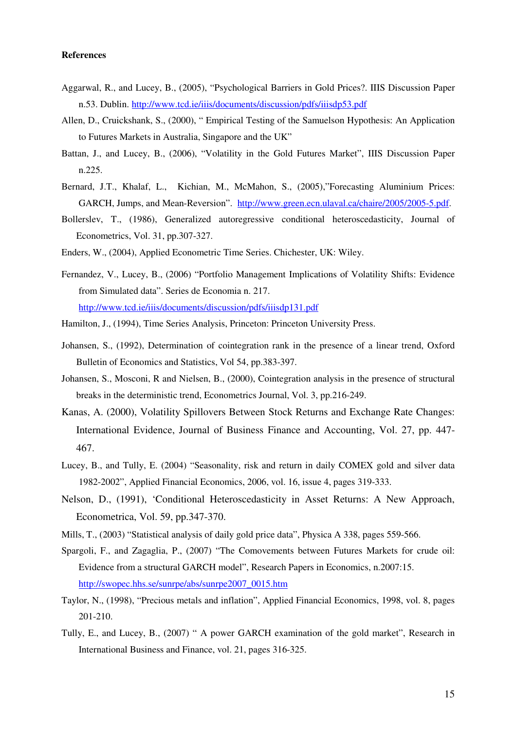**References**

Aggarwal, R., and Lucey, B., (2005), "Psychological Barriers in Gold Prices?. IIIS Discussion Paper n.53. Dublin. http://www.tcd.ie/iiis/documents/discussion/pdfs/iiisdp53.pdf

Allen, D., Cruickshank, S., (2000), " Empirical Testing of the Samuelson Hypothesis: An Application to Futures Markets in Australia, Singapore and the UK"

Battan, J., and Lucey, B., (2006), "Volatility in the Gold Futures Market", IIIS Discussion Paper n.225.

Bernard, J.T., Khalaf, L., Kichian, M., McMahon, S., (2005),"Forecasting Aluminium Prices: GARCH, Jumps, and Mean-Reversion". http://www.green.ecn.ulaval.ca/chaire/2005/2005-5.pdf.

Bollerslev, T., (1986), Generalized autoregressive conditional heteroscedasticity, Journal of Econometrics, Vol. 31, pp.307-327.

Enders, W., (2004), Applied Econometric Time Series. Chichester, UK: Wiley.

Fernandez, V., Lucey, B., (2006) "Portfolio Management Implications of Volatility Shifts: Evidence from Simulated data". Series de Economia n. 217. http://www.tcd.ie/iiis/documents/discussion/pdfs/iiisdp131.pdf

Hamilton, J., (1994), Time Series Analysis, Princeton: Princeton University Press.

Johansen, S., (1992), Determination of cointegration rank in the presence of a linear trend, Oxford Bulletin of Economics and Statistics, Vol 54, pp.383-397.

Johansen, S., Mosconi, R and Nielsen, B., (2000), Cointegration analysis in the presence of structural breaks in the deterministic trend, Econometrics Journal, Vol. 3, pp.216-249.

Kanas, A. (2000), Volatility Spillovers Between Stock Returns and Exchange Rate Changes: International Evidence, Journal of Business Finance and Accounting, Vol. 27, pp. 447-467.

Lucey, B., and Tully, E. (2004) "Seasonality, risk and return in daily COMEX gold and silver data 1982-2002", Applied Financial Economics, 2006, vol. 16, issue 4, pages 319-333.

Nelson, D., (1991), 'Conditional Heteroscedasticity in Asset Returns: A New Approach, Econometrica, Vol. 59, pp.347-370.

Mills, T., (2003) "Statistical analysis of daily gold price data", Physica A 338, pages 559-566.

Spargoli, F., and Zagaglia, P., (2007) "The Comovements between Futures Markets for crude oil: Evidence from a structural GARCH model", Research Papers in Economics, n.2007:15. http://swopec.hhs.se/sunrpe/abs/sunrpe2007_0015.htm

Taylor, N., (1998), "Precious metals and inflation", Applied Financial Economics, 1998, vol. 8, pages 201-210.

Tully, E., and Lucey, B., (2007) " A power GARCH examination of the gold market", Research in International Business and Finance, vol. 21, pages 316-325.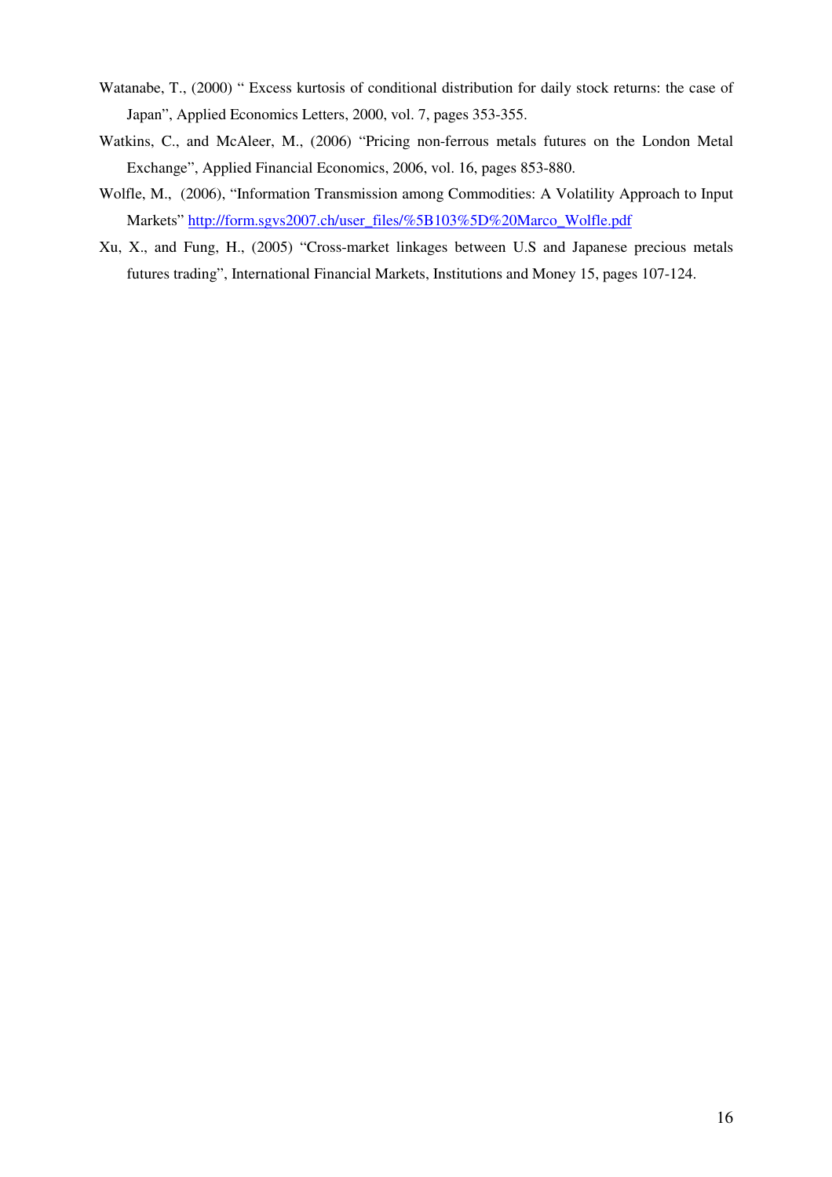Watanabe, T., (2000) " Excess kurtosis of conditional distribution for daily stock returns: the case of Japan", Applied Economics Letters, 2000, vol. 7, pages 353-355.

Watkins, C., and McAleer, M., (2006) "Pricing non-ferrous metals futures on the London Metal Exchange", Applied Financial Economics, 2006, vol. 16, pages 853-880.

Wolfle, M., (2006), "Information Transmission among Commodities: A Volatility Approach to Input Markets" http://form.sgvs2007.ch/user_files/%5B103%5D%20Marco_Wolfle.pdf

Xu, X., and Fung, H., (2005) "Cross-market linkages between U.S and Japanese precious metals futures trading", International Financial Markets, Institutions and Money 15, pages 107-124.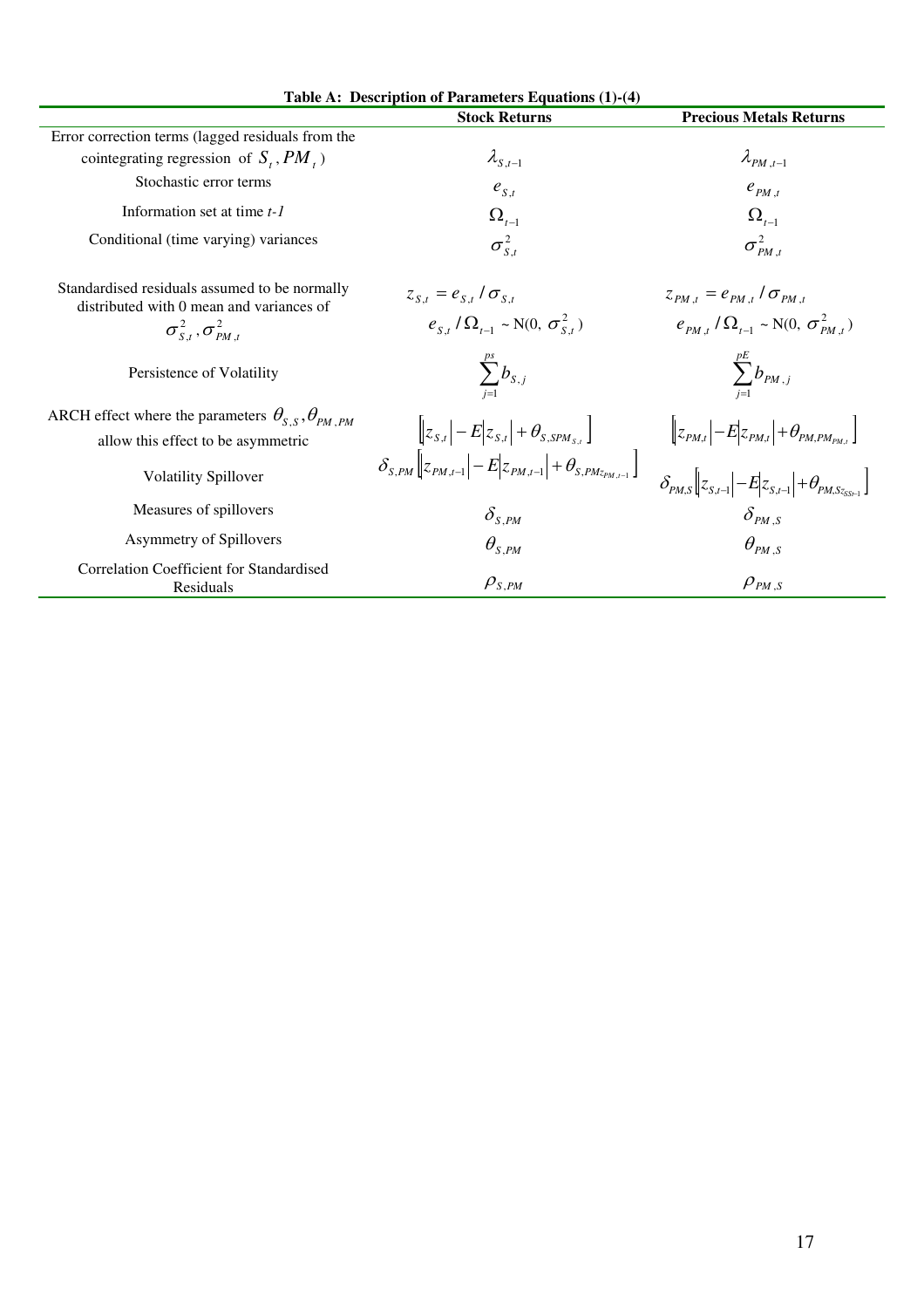**Table A: Description of Parameters Equations (1)-(4)**

| | Stock Returns | Precious Metals Returns |
|---|---|---|
| Error correction terms (lagged residuals from the cointegrating regression of $S_t, PM_t$) | $\lambda_{S,t-1}$ | $\lambda_{PM,t-1}$ |
| Stochastic error terms | $e_{S,t}$ | $e_{PM,t}$ |
| Information set at time *t-1* | $\Omega_{t-1}$ | $\Omega_{t-1}$ |
| Conditional (time varying) variances | $\sigma^2_{S,t}$ | $\sigma^2_{PM,t}$ |
| Standardised residuals assumed to be normally distributed with 0 mean and variances of $\sigma^2_{S,t}, \sigma^2_{PM,t}$ | $z_{S,t} = e_{S,t} / \sigma_{S,t}$ <br> $e_{S,t} / \Omega_{t-1} \sim \mathrm{N}(0,\ \sigma^2_{S,t})$ | $z_{PM,t} = e_{PM,t} / \sigma_{PM,t}$ <br> $e_{PM,t} / \Omega_{t-1} \sim \mathrm{N}(0,\ \sigma^2_{PM,t})$ |
| Persistence of Volatility | $\sum_{j=1}^{ps} b_{S,j}$ | $\sum_{j=1}^{pE} b_{PM,j}$ |
| ARCH effect where the parameters $\theta_{S,S}, \theta_{PM,PM}$ allow this effect to be asymmetric | $\left[\lvert z_{S,t}\rvert - E\lvert z_{S,t}\rvert + \theta_{S,SPM_{S,t}}\right]$ | $\left[\lvert z_{PM,t}\rvert - E\lvert z_{PM,t}\rvert + \theta_{PM,PM_{PM,t}}\right]$ |
| Volatility Spillover | $\delta_{S,PM}\left[\lvert z_{PM,t-1}\rvert - E\lvert z_{PM,t-1}\rvert + \theta_{S,PMz_{PM,t-1}}\right]$ | $\delta_{PM,S}\left[\lvert z_{S,t-1}\rvert - E\lvert z_{S,t-1}\rvert + \theta_{PM,Sz_{SSt-1}}\right]$ |
| Measures of spillovers | $\delta_{S,PM}$ | $\delta_{PM,S}$ |
| Asymmetry of Spillovers | $\theta_{S,PM}$ | $\theta_{PM,S}$ |
| Correlation Coefficient for Standardised Residuals | $\rho_{S,PM}$ | $\rho_{PM,S}$ |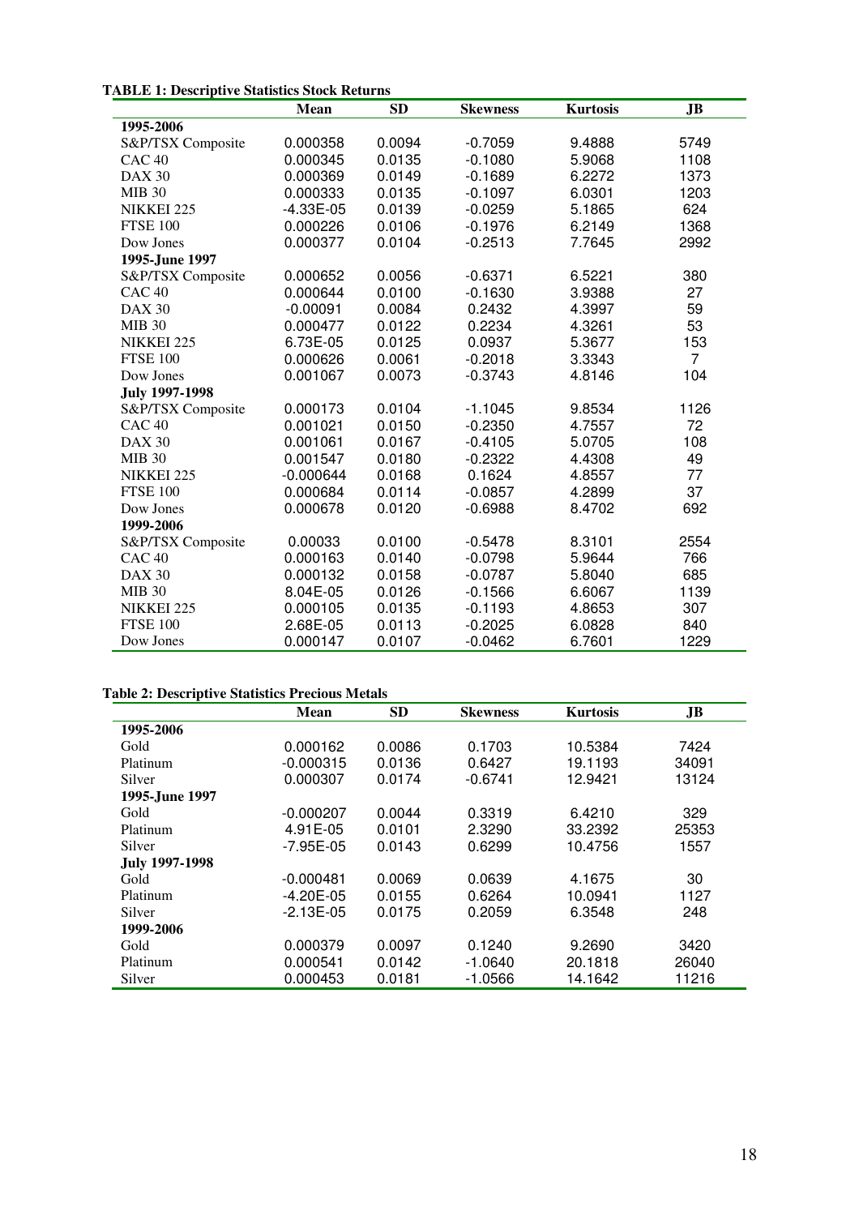**TABLE 1: Descriptive Statistics Stock Returns**

| | Mean | SD | Skewness | Kurtosis | JB |
|---|---|---|---|---|---|
| **1995-2006** | | | | | |
| S&P/TSX Composite | 0.000358 | 0.0094 | -0.7059 | 9.4888 | 5749 |
| CAC 40 | 0.000345 | 0.0135 | -0.1080 | 5.9068 | 1108 |
| DAX 30 | 0.000369 | 0.0149 | -0.1689 | 6.2272 | 1373 |
| MIB 30 | 0.000333 | 0.0135 | -0.1097 | 6.0301 | 1203 |
| NIKKEI 225 | -4.33E-05 | 0.0139 | -0.0259 | 5.1865 | 624 |
| FTSE 100 | 0.000226 | 0.0106 | -0.1976 | 6.2149 | 1368 |
| Dow Jones | 0.000377 | 0.0104 | -0.2513 | 7.7645 | 2992 |
| **1995-June 1997** | | | | | |
| S&P/TSX Composite | 0.000652 | 0.0056 | -0.6371 | 6.5221 | 380 |
| CAC 40 | 0.000644 | 0.0100 | -0.1630 | 3.9388 | 27 |
| DAX 30 | -0.00091 | 0.0084 | 0.2432 | 4.3997 | 59 |
| MIB 30 | 0.000477 | 0.0122 | 0.2234 | 4.3261 | 53 |
| NIKKEI 225 | 6.73E-05 | 0.0125 | 0.0937 | 5.3677 | 153 |
| FTSE 100 | 0.000626 | 0.0061 | -0.2018 | 3.3343 | 7 |
| Dow Jones | 0.001067 | 0.0073 | -0.3743 | 4.8146 | 104 |
| **July 1997-1998** | | | | | |
| S&P/TSX Composite | 0.000173 | 0.0104 | -1.1045 | 9.8534 | 1126 |
| CAC 40 | 0.001021 | 0.0150 | -0.2350 | 4.7557 | 72 |
| DAX 30 | 0.001061 | 0.0167 | -0.4105 | 5.0705 | 108 |
| MIB 30 | 0.001547 | 0.0180 | -0.2322 | 4.4308 | 49 |
| NIKKEI 225 | -0.000644 | 0.0168 | 0.1624 | 4.8557 | 77 |
| FTSE 100 | 0.000684 | 0.0114 | -0.0857 | 4.2899 | 37 |
| Dow Jones | 0.000678 | 0.0120 | -0.6988 | 8.4702 | 692 |
| **1999-2006** | | | | | |
| S&P/TSX Composite | 0.00033 | 0.0100 | -0.5478 | 8.3101 | 2554 |
| CAC 40 | 0.000163 | 0.0140 | -0.0798 | 5.9644 | 766 |
| DAX 30 | 0.000132 | 0.0158 | -0.0787 | 5.8040 | 685 |
| MIB 30 | 8.04E-05 | 0.0126 | -0.1566 | 6.6067 | 1139 |
| NIKKEI 225 | 0.000105 | 0.0135 | -0.1193 | 4.8653 | 307 |
| FTSE 100 | 2.68E-05 | 0.0113 | -0.2025 | 6.0828 | 840 |
| Dow Jones | 0.000147 | 0.0107 | -0.0462 | 6.7601 | 1229 |

**Table 2: Descriptive Statistics Precious Metals**

| | Mean | SD | Skewness | Kurtosis | JB |
|---|---|---|---|---|---|
| **1995-2006** | | | | | |
| Gold | 0.000162 | 0.0086 | 0.1703 | 10.5384 | 7424 |
| Platinum | -0.000315 | 0.0136 | 0.6427 | 19.1193 | 34091 |
| Silver | 0.000307 | 0.0174 | -0.6741 | 12.9421 | 13124 |
| **1995-June 1997** | | | | | |
| Gold | -0.000207 | 0.0044 | 0.3319 | 6.4210 | 329 |
| Platinum | 4.91E-05 | 0.0101 | 2.3290 | 33.2392 | 25353 |
| Silver | -7.95E-05 | 0.0143 | 0.6299 | 10.4756 | 1557 |
| **July 1997-1998** | | | | | |
| Gold | -0.000481 | 0.0069 | 0.0639 | 4.1675 | 30 |
| Platinum | -4.20E-05 | 0.0155 | 0.6264 | 10.0941 | 1127 |
| Silver | -2.13E-05 | 0.0175 | 0.2059 | 6.3548 | 248 |
| **1999-2006** | | | | | |
| Gold | 0.000379 | 0.0097 | 0.1240 | 9.2690 | 3420 |
| Platinum | 0.000541 | 0.0142 | -1.0640 | 20.1818 | 26040 |
| Silver | 0.000453 | 0.0181 | -1.0566 | 14.1642 | 11216 |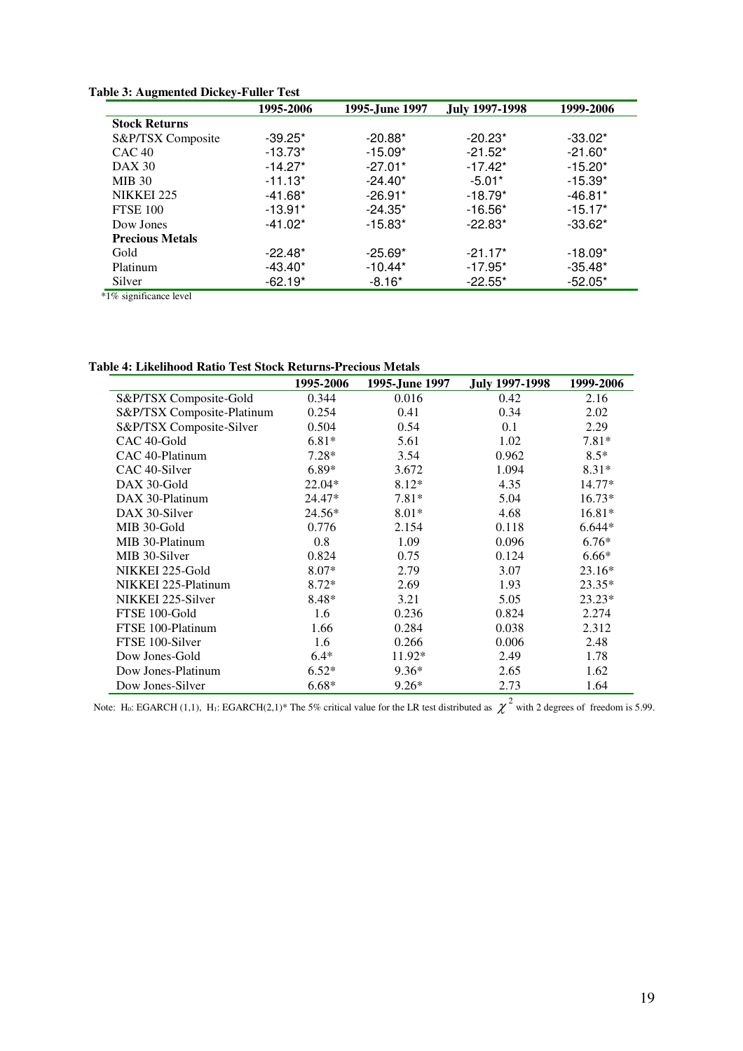**Table 3: Augmented Dickey-Fuller Test**

| | 1995-2006 | 1995-June 1997 | July 1997-1998 | 1999-2006 |
|---|---|---|---|---|
| **Stock Returns** | | | | |
| S&P/TSX Composite | -39.25* | -20.88* | -20.23* | -33.02* |
| CAC 40 | -13.73* | -15.09* | -21.52* | -21.60* |
| DAX 30 | -14.27* | -27.01* | -17.42* | -15.20* |
| MIB 30 | -11.13* | -24.40* | -5.01* | -15.39* |
| NIKKEI 225 | -41.68* | -26.91* | -18.79* | -46.81* |
| FTSE 100 | -13.91* | -24.35* | -16.56* | -15.17* |
| Dow Jones | -41.02* | -15.83* | -22.83* | -33.62* |
| **Precious Metals** | | | | |
| Gold | -22.48* | -25.69* | -21.17* | -18.09* |
| Platinum | -43.40* | -10.44* | -17.95* | -35.48* |
| Silver | -62.19* | -8.16* | -22.55* | -52.05* |

*1% significance level

**Table 4: Likelihood Ratio Test Stock Returns-Precious Metals**

| | 1995-2006 | 1995-June 1997 | July 1997-1998 | 1999-2006 |
|---|---|---|---|---|
| S&P/TSX Composite-Gold | 0.344 | 0.016 | 0.42 | 2.16 |
| S&P/TSX Composite-Platinum | 0.254 | 0.41 | 0.34 | 2.02 |
| S&P/TSX Composite-Silver | 0.504 | 0.54 | 0.1 | 2.29 |
| CAC 40-Gold | 6.81* | 5.61 | 1.02 | 7.81* |
| CAC 40-Platinum | 7.28* | 3.54 | 0.962 | 8.5* |
| CAC 40-Silver | 6.89* | 3.672 | 1.094 | 8.31* |
| DAX 30-Gold | 22.04* | 8.12* | 4.35 | 14.77* |
| DAX 30-Platinum | 24.47* | 7.81* | 5.04 | 16.73* |
| DAX 30-Silver | 24.56* | 8.01* | 4.68 | 16.81* |
| MIB 30-Gold | 0.776 | 2.154 | 0.118 | 6.644* |
| MIB 30-Platinum | 0.8 | 1.09 | 0.096 | 6.76* |
| MIB 30-Silver | 0.824 | 0.75 | 0.124 | 6.66* |
| NIKKEI 225-Gold | 8.07* | 2.79 | 3.07 | 23.16* |
| NIKKEI 225-Platinum | 8.72* | 2.69 | 1.93 | 23.35* |
| NIKKEI 225-Silver | 8.48* | 3.21 | 5.05 | 23.23* |
| FTSE 100-Gold | 1.6 | 0.236 | 0.824 | 2.274 |
| FTSE 100-Platinum | 1.66 | 0.284 | 0.038 | 2.312 |
| FTSE 100-Silver | 1.6 | 0.266 | 0.006 | 2.48 |
| Dow Jones-Gold | 6.4* | 11.92* | 2.49 | 1.78 |
| Dow Jones-Platinum | 6.52* | 9.36* | 2.65 | 1.62 |
| Dow Jones-Silver | 6.68* | 9.26* | 2.73 | 1.64 |

Note: $H_0$: EGARCH (1,1), $H_1$: EGARCH(2,1)* The 5% critical value for the LR test distributed as $\chi^2$ with 2 degrees of freedom is 5.99.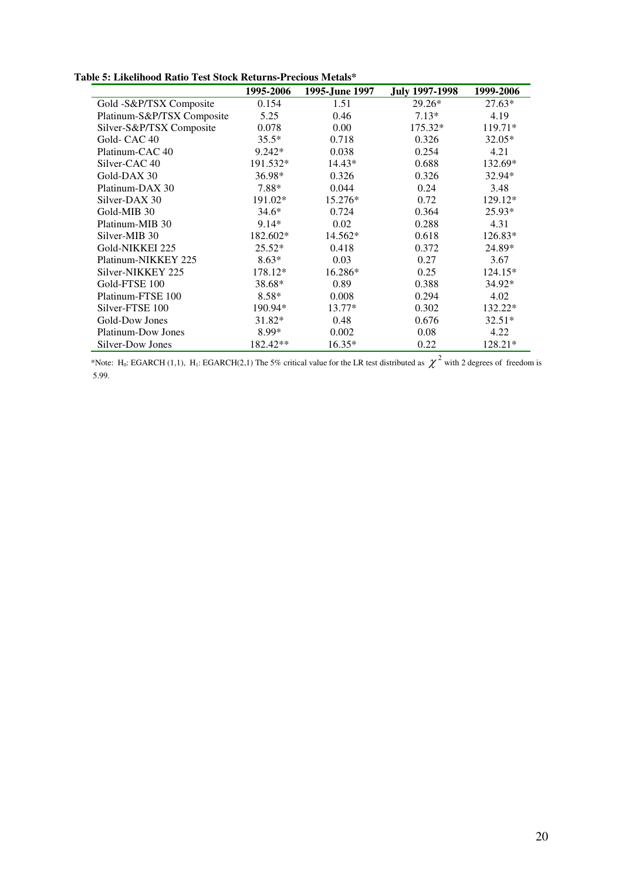**Table 5: Likelihood Ratio Test Stock Returns-Precious Metals***

| | 1995-2006 | 1995-June 1997 | July 1997-1998 | 1999-2006 |
|---|---|---|---|---|
| Gold -S&P/TSX Composite | 0.154 | 1.51 | 29.26* | 27.63* |
| Platinum-S&P/TSX Composite | 5.25 | 0.46 | 7.13* | 4.19 |
| Silver-S&P/TSX Composite | 0.078 | 0.00 | 175.32* | 119.71* |
| Gold- CAC 40 | 35.5* | 0.718 | 0.326 | 32.05* |
| Platinum-CAC 40 | 9.242* | 0.038 | 0.254 | 4.21 |
| Silver-CAC 40 | 191.532* | 14.43* | 0.688 | 132.69* |
| Gold-DAX 30 | 36.98* | 0.326 | 0.326 | 32.94* |
| Platinum-DAX 30 | 7.88* | 0.044 | 0.24 | 3.48 |
| Silver-DAX 30 | 191.02* | 15.276* | 0.72 | 129.12* |
| Gold-MIB 30 | 34.6* | 0.724 | 0.364 | 25.93* |
| Platinum-MIB 30 | 9.14* | 0.02 | 0.288 | 4.31 |
| Silver-MIB 30 | 182.602* | 14.562* | 0.618 | 126.83* |
| Gold-NIKKEI 225 | 25.52* | 0.418 | 0.372 | 24.89* |
| Platinum-NIKKEY 225 | 8.63* | 0.03 | 0.27 | 3.67 |
| Silver-NIKKEY 225 | 178.12* | 16.286* | 0.25 | 124.15* |
| Gold-FTSE 100 | 38.68* | 0.89 | 0.388 | 34.92* |
| Platinum-FTSE 100 | 8.58* | 0.008 | 0.294 | 4.02 |
| Silver-FTSE 100 | 190.94* | 13.77* | 0.302 | 132.22* |
| Gold-Dow Jones | 31.82* | 0.48 | 0.676 | 32.51* |
| Platinum-Dow Jones | 8.99* | 0.002 | 0.08 | 4.22 |
| Silver-Dow Jones | 182.42** | 16.35* | 0.22 | 128.21* |

*Note: $H_0$: EGARCH (1,1), $H_1$: EGARCH(2,1) The 5% critical value for the LR test distributed as $\chi^2$ with 2 degrees of freedom is 5.99.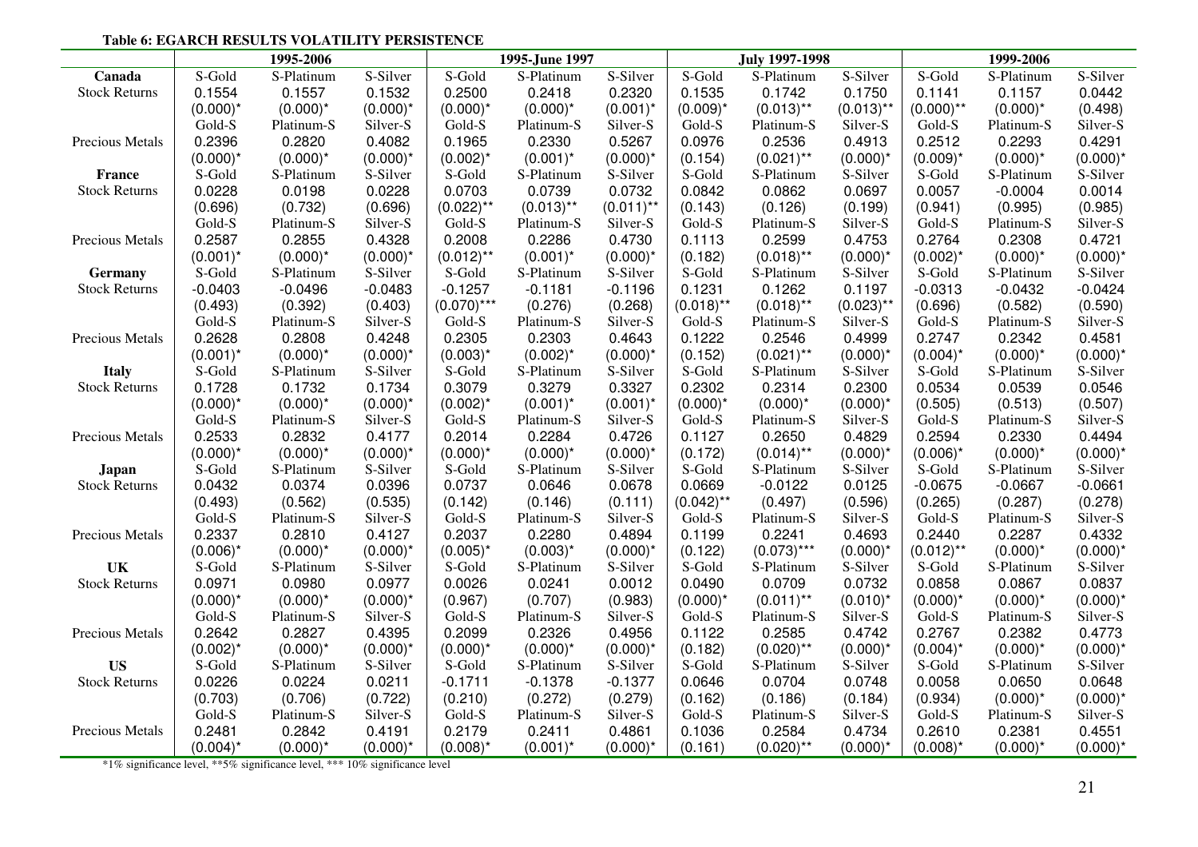**Table 6: EGARCH RESULTS VOLATILITY PERSISTENCE**

| | 1995-2006 | | | 1995-June 1997 | | | July 1997-1998 | | | 1999-2006 | | |
|---|---|---|---|---|---|---|---|---|---|---|---|---|
| **Canada** | S-Gold | S-Platinum | S-Silver | S-Gold | S-Platinum | S-Silver | S-Gold | S-Platinum | S-Silver | S-Gold | S-Platinum | S-Silver |
| Stock Returns | 0.1554 | 0.1557 | 0.1532 | 0.2500 | 0.2418 | 0.2320 | 0.1535 | 0.1742 | 0.1750 | 0.1141 | 0.1157 | 0.0442 |
| | (0.000)* | (0.000)* | (0.000)* | (0.000)* | (0.000)* | (0.001)* | (0.009)* | (0.013)** | (0.013)** | (0.000)** | (0.000)* | (0.498) |
| | Gold-S | Platinum-S | Silver-S | Gold-S | Platinum-S | Silver-S | Gold-S | Platinum-S | Silver-S | Gold-S | Platinum-S | Silver-S |
| Precious Metals | 0.2396 | 0.2820 | 0.4082 | 0.1965 | 0.2330 | 0.5267 | 0.0976 | 0.2536 | 0.4913 | 0.2512 | 0.2293 | 0.4291 |
| | (0.000)* | (0.000)* | (0.000)* | (0.002)* | (0.001)* | (0.000)* | (0.154) | (0.021)** | (0.000)* | (0.009)* | (0.000)* | (0.000)* |
| **France** | S-Gold | S-Platinum | S-Silver | S-Gold | S-Platinum | S-Silver | S-Gold | S-Platinum | S-Silver | S-Gold | S-Platinum | S-Silver |
| Stock Returns | 0.0228 | 0.0198 | 0.0228 | 0.0703 | 0.0739 | 0.0732 | 0.0842 | 0.0862 | 0.0697 | 0.0057 | -0.0004 | 0.0014 |
| | (0.696) | (0.732) | (0.696) | (0.022)** | (0.013)** | (0.011)** | (0.143) | (0.126) | (0.199) | (0.941) | (0.995) | (0.985) |
| | Gold-S | Platinum-S | Silver-S | Gold-S | Platinum-S | Silver-S | Gold-S | Platinum-S | Silver-S | Gold-S | Platinum-S | Silver-S |
| Precious Metals | 0.2587 | 0.2855 | 0.4328 | 0.2008 | 0.2286 | 0.4730 | 0.1113 | 0.2599 | 0.4753 | 0.2764 | 0.2308 | 0.4721 |
| | (0.001)* | (0.000)* | (0.000)* | (0.012)** | (0.001)* | (0.000)* | (0.182) | (0.018)** | (0.000)* | (0.002)* | (0.000)* | (0.000)* |
| **Germany** | S-Gold | S-Platinum | S-Silver | S-Gold | S-Platinum | S-Silver | S-Gold | S-Platinum | S-Silver | S-Gold | S-Platinum | S-Silver |
| Stock Returns | -0.0403 | -0.0496 | -0.0483 | -0.1257 | -0.1181 | -0.1196 | 0.1231 | 0.1262 | 0.1197 | -0.0313 | -0.0432 | -0.0424 |
| | (0.493) | (0.392) | (0.403) | (0.070)*** | (0.276) | (0.268) | (0.018)** | (0.018)** | (0.023)** | (0.696) | (0.582) | (0.590) |
| | Gold-S | Platinum-S | Silver-S | Gold-S | Platinum-S | Silver-S | Gold-S | Platinum-S | Silver-S | Gold-S | Platinum-S | Silver-S |
| Precious Metals | 0.2628 | 0.2808 | 0.4248 | 0.2305 | 0.2303 | 0.4643 | 0.1222 | 0.2546 | 0.4999 | 0.2747 | 0.2342 | 0.4581 |
| | (0.001)* | (0.000)* | (0.000)* | (0.003)* | (0.002)* | (0.000)* | (0.152) | (0.021)** | (0.000)* | (0.004)* | (0.000)* | (0.000)* |
| **Italy** | S-Gold | S-Platinum | S-Silver | S-Gold | S-Platinum | S-Silver | S-Gold | S-Platinum | S-Silver | S-Gold | S-Platinum | S-Silver |
| Stock Returns | 0.1728 | 0.1732 | 0.1734 | 0.3079 | 0.3279 | 0.3327 | 0.2302 | 0.2314 | 0.2300 | 0.0534 | 0.0539 | 0.0546 |
| | (0.000)* | (0.000)* | (0.000)* | (0.002)* | (0.001)* | (0.001)* | (0.000)* | (0.000)* | (0.000)* | (0.505) | (0.513) | (0.507) |
| | Gold-S | Platinum-S | Silver-S | Gold-S | Platinum-S | Silver-S | Gold-S | Platinum-S | Silver-S | Gold-S | Platinum-S | Silver-S |
| Precious Metals | 0.2533 | 0.2832 | 0.4177 | 0.2014 | 0.2284 | 0.4726 | 0.1127 | 0.2650 | 0.4829 | 0.2594 | 0.2330 | 0.4494 |
| | (0.000)* | (0.000)* | (0.000)* | (0.000)* | (0.000)* | (0.000)* | (0.172) | (0.014)** | (0.000)* | (0.006)* | (0.000)* | (0.000)* |
| **Japan** | S-Gold | S-Platinum | S-Silver | S-Gold | S-Platinum | S-Silver | S-Gold | S-Platinum | S-Silver | S-Gold | S-Platinum | S-Silver |
| Stock Returns | 0.0432 | 0.0374 | 0.0396 | 0.0737 | 0.0646 | 0.0678 | 0.0669 | -0.0122 | 0.0125 | -0.0675 | -0.0667 | -0.0661 |
| | (0.493) | (0.562) | (0.535) | (0.142) | (0.146) | (0.111) | (0.042)** | (0.497) | (0.596) | (0.265) | (0.287) | (0.278) |
| | Gold-S | Platinum-S | Silver-S | Gold-S | Platinum-S | Silver-S | Gold-S | Platinum-S | Silver-S | Gold-S | Platinum-S | Silver-S |
| Precious Metals | 0.2337 | 0.2810 | 0.4127 | 0.2037 | 0.2280 | 0.4894 | 0.1199 | 0.2241 | 0.4693 | 0.2440 | 0.2287 | 0.4332 |
| | (0.006)* | (0.000)* | (0.000)* | (0.005)* | (0.003)* | (0.000)* | (0.122) | (0.073)*** | (0.000)* | (0.012)** | (0.000)* | (0.000)* |
| **UK** | S-Gold | S-Platinum | S-Silver | S-Gold | S-Platinum | S-Silver | S-Gold | S-Platinum | S-Silver | S-Gold | S-Platinum | S-Silver |
| Stock Returns | 0.0971 | 0.0980 | 0.0977 | 0.0026 | 0.0241 | 0.0012 | 0.0490 | 0.0709 | 0.0732 | 0.0858 | 0.0867 | 0.0837 |
| | (0.000)* | (0.000)* | (0.000)* | (0.967) | (0.707) | (0.983) | (0.000)* | (0.011)** | (0.010)* | (0.000)* | (0.000)* | (0.000)* |
| | Gold-S | Platinum-S | Silver-S | Gold-S | Platinum-S | Silver-S | Gold-S | Platinum-S | Silver-S | Gold-S | Platinum-S | Silver-S |
| Precious Metals | 0.2642 | 0.2827 | 0.4395 | 0.2099 | 0.2326 | 0.4956 | 0.1122 | 0.2585 | 0.4742 | 0.2767 | 0.2382 | 0.4773 |
| | (0.002)* | (0.000)* | (0.000)* | (0.000)* | (0.000)* | (0.000)* | (0.182) | (0.020)** | (0.000)* | (0.004)* | (0.000)* | (0.000)* |
| **US** | S-Gold | S-Platinum | S-Silver | S-Gold | S-Platinum | S-Silver | S-Gold | S-Platinum | S-Silver | S-Gold | S-Platinum | S-Silver |
| Stock Returns | 0.0226 | 0.0224 | 0.0211 | -0.1711 | -0.1378 | -0.1377 | 0.0646 | 0.0704 | 0.0748 | 0.0058 | 0.0650 | 0.0648 |
| | (0.703) | (0.706) | (0.722) | (0.210) | (0.272) | (0.279) | (0.162) | (0.186) | (0.184) | (0.934) | (0.000)* | (0.000)* |
| | Gold-S | Platinum-S | Silver-S | Gold-S | Platinum-S | Silver-S | Gold-S | Platinum-S | Silver-S | Gold-S | Platinum-S | Silver-S |
| Precious Metals | 0.2481 | 0.2842 | 0.4191 | 0.2179 | 0.2411 | 0.4861 | 0.1036 | 0.2584 | 0.4734 | 0.2610 | 0.2381 | 0.4551 |
| | (0.004)* | (0.000)* | (0.000)* | (0.008)* | (0.001)* | (0.000)* | (0.161) | (0.020)** | (0.000)* | (0.008)* | (0.000)* | (0.000)* |

*1% significance level, **5% significance level, *** 10% significance level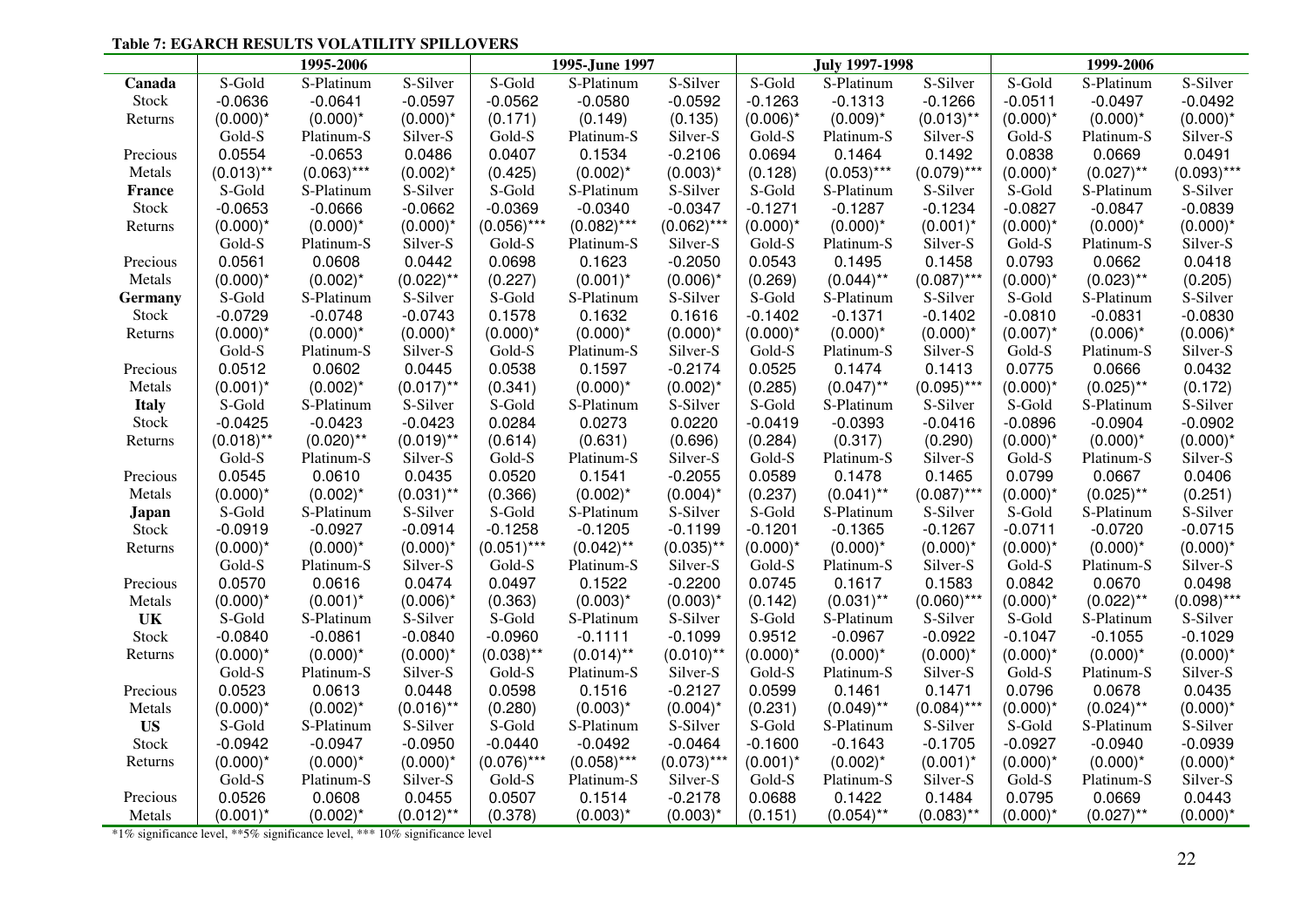**Table 7: EGARCH RESULTS VOLATILITY SPILLOVERS**

| | 1995-2006 | | | 1995-June 1997 | | | July 1997-1998 | | | 1999-2006 | | |
|---|---|---|---|---|---|---|---|---|---|---|---|---|
| **Canada** | S-Gold | S-Platinum | S-Silver | S-Gold | S-Platinum | S-Silver | S-Gold | S-Platinum | S-Silver | S-Gold | S-Platinum | S-Silver |
| Stock | -0.0636 | -0.0641 | -0.0597 | -0.0562 | -0.0580 | -0.0592 | -0.1263 | -0.1313 | -0.1266 | -0.0511 | -0.0497 | -0.0492 |
| Returns | (0.000)* | (0.000)* | (0.000)* | (0.171) | (0.149) | (0.135) | (0.006)* | (0.009)* | (0.013)** | (0.000)* | (0.000)* | (0.000)* |
| | Gold-S | Platinum-S | Silver-S | Gold-S | Platinum-S | Silver-S | Gold-S | Platinum-S | Silver-S | Gold-S | Platinum-S | Silver-S |
| Precious | 0.0554 | -0.0653 | 0.0486 | 0.0407 | 0.1534 | -0.2106 | 0.0694 | 0.1464 | 0.1492 | 0.0838 | 0.0669 | 0.0491 |
| Metals | (0.013)** | (0.063)*** | (0.002)* | (0.425) | (0.002)* | (0.003)* | (0.128) | (0.053)*** | (0.079)*** | (0.000)* | (0.027)** | (0.093)*** |
| **France** | S-Gold | S-Platinum | S-Silver | S-Gold | S-Platinum | S-Silver | S-Gold | S-Platinum | S-Silver | S-Gold | S-Platinum | S-Silver |
| Stock | -0.0653 | -0.0666 | -0.0662 | -0.0369 | -0.0340 | -0.0347 | -0.1271 | -0.1287 | -0.1234 | -0.0827 | -0.0847 | -0.0839 |
| Returns | (0.000)* | (0.000)* | (0.000)* | (0.056)*** | (0.082)*** | (0.062)*** | (0.000)* | (0.000)* | (0.001)* | (0.000)* | (0.000)* | (0.000)* |
| | Gold-S | Platinum-S | Silver-S | Gold-S | Platinum-S | Silver-S | Gold-S | Platinum-S | Silver-S | Gold-S | Platinum-S | Silver-S |
| Precious | 0.0561 | 0.0608 | 0.0442 | 0.0698 | 0.1623 | -0.2050 | 0.0543 | 0.1495 | 0.1458 | 0.0793 | 0.0662 | 0.0418 |
| Metals | (0.000)* | (0.002)* | (0.022)** | (0.227) | (0.001)* | (0.006)* | (0.269) | (0.044)** | (0.087)*** | (0.000)* | (0.023)** | (0.205) |
| **Germany** | S-Gold | S-Platinum | S-Silver | S-Gold | S-Platinum | S-Silver | S-Gold | S-Platinum | S-Silver | S-Gold | S-Platinum | S-Silver |
| Stock | -0.0729 | -0.0748 | -0.0743 | 0.1578 | 0.1632 | 0.1616 | -0.1402 | -0.1371 | -0.1402 | -0.0810 | -0.0831 | -0.0830 |
| Returns | (0.000)* | (0.000)* | (0.000)* | (0.000)* | (0.000)* | (0.000)* | (0.000)* | (0.000)* | (0.000)* | (0.007)* | (0.006)* | (0.006)* |
| | Gold-S | Platinum-S | Silver-S | Gold-S | Platinum-S | Silver-S | Gold-S | Platinum-S | Silver-S | Gold-S | Platinum-S | Silver-S |
| Precious | 0.0512 | 0.0602 | 0.0445 | 0.0538 | 0.1597 | -0.2174 | 0.0525 | 0.1474 | 0.1413 | 0.0775 | 0.0666 | 0.0432 |
| Metals | (0.001)* | (0.002)* | (0.017)** | (0.341) | (0.000)* | (0.002)* | (0.285) | (0.047)** | (0.095)*** | (0.000)* | (0.025)** | (0.172) |
| **Italy** | S-Gold | S-Platinum | S-Silver | S-Gold | S-Platinum | S-Silver | S-Gold | S-Platinum | S-Silver | S-Gold | S-Platinum | S-Silver |
| Stock | -0.0425 | -0.0423 | -0.0423 | 0.0284 | 0.0273 | 0.0220 | -0.0419 | -0.0393 | -0.0416 | -0.0896 | -0.0904 | -0.0902 |
| Returns | (0.018)** | (0.020)** | (0.019)** | (0.614) | (0.631) | (0.696) | (0.284) | (0.317) | (0.290) | (0.000)* | (0.000)* | (0.000)* |
| | Gold-S | Platinum-S | Silver-S | Gold-S | Platinum-S | Silver-S | Gold-S | Platinum-S | Silver-S | Gold-S | Platinum-S | Silver-S |
| Precious | 0.0545 | 0.0610 | 0.0435 | 0.0520 | 0.1541 | -0.2055 | 0.0589 | 0.1478 | 0.1465 | 0.0799 | 0.0667 | 0.0406 |
| Metals | (0.000)* | (0.002)* | (0.031)** | (0.366) | (0.002)* | (0.004)* | (0.237) | (0.041)** | (0.087)*** | (0.000)* | (0.025)** | (0.251) |
| **Japan** | S-Gold | S-Platinum | S-Silver | S-Gold | S-Platinum | S-Silver | S-Gold | S-Platinum | S-Silver | S-Gold | S-Platinum | S-Silver |
| Stock | -0.0919 | -0.0927 | -0.0914 | -0.1258 | -0.1205 | -0.1199 | -0.1201 | -0.1365 | -0.1267 | -0.0711 | -0.0720 | -0.0715 |
| Returns | (0.000)* | (0.000)* | (0.000)* | (0.051)*** | (0.042)** | (0.035)** | (0.000)* | (0.000)* | (0.000)* | (0.000)* | (0.000)* | (0.000)* |
| | Gold-S | Platinum-S | Silver-S | Gold-S | Platinum-S | Silver-S | Gold-S | Platinum-S | Silver-S | Gold-S | Platinum-S | Silver-S |
| Precious | 0.0570 | 0.0616 | 0.0474 | 0.0497 | 0.1522 | -0.2200 | 0.0745 | 0.1617 | 0.1583 | 0.0842 | 0.0670 | 0.0498 |
| Metals | (0.000)* | (0.001)* | (0.006)* | (0.363) | (0.003)* | (0.003)* | (0.142) | (0.031)** | (0.060)*** | (0.000)* | (0.022)** | (0.098)*** |
| **UK** | S-Gold | S-Platinum | S-Silver | S-Gold | S-Platinum | S-Silver | S-Gold | S-Platinum | S-Silver | S-Gold | S-Platinum | S-Silver |
| Stock | -0.0840 | -0.0861 | -0.0840 | -0.0960 | -0.1111 | -0.1099 | 0.9512 | -0.0967 | -0.0922 | -0.1047 | -0.1055 | -0.1029 |
| Returns | (0.000)* | (0.000)* | (0.000)* | (0.038)** | (0.014)** | (0.010)** | (0.000)* | (0.000)* | (0.000)* | (0.000)* | (0.000)* | (0.000)* |
| | Gold-S | Platinum-S | Silver-S | Gold-S | Platinum-S | Silver-S | Gold-S | Platinum-S | Silver-S | Gold-S | Platinum-S | Silver-S |
| Precious | 0.0523 | 0.0613 | 0.0448 | 0.0598 | 0.1516 | -0.2127 | 0.0599 | 0.1461 | 0.1471 | 0.0796 | 0.0678 | 0.0435 |
| Metals | (0.000)* | (0.002)* | (0.016)** | (0.280) | (0.003)* | (0.004)* | (0.231) | (0.049)** | (0.084)*** | (0.000)* | (0.024)** | (0.000)* |
| **US** | S-Gold | S-Platinum | S-Silver | S-Gold | S-Platinum | S-Silver | S-Gold | S-Platinum | S-Silver | S-Gold | S-Platinum | S-Silver |
| Stock | -0.0942 | -0.0947 | -0.0950 | -0.0440 | -0.0492 | -0.0464 | -0.1600 | -0.1643 | -0.1705 | -0.0927 | -0.0940 | -0.0939 |
| Returns | (0.000)* | (0.000)* | (0.000)* | (0.076)*** | (0.058)*** | (0.073)*** | (0.001)* | (0.002)* | (0.001)* | (0.000)* | (0.000)* | (0.000)* |
| | Gold-S | Platinum-S | Silver-S | Gold-S | Platinum-S | Silver-S | Gold-S | Platinum-S | Silver-S | Gold-S | Platinum-S | Silver-S |
| Precious | 0.0526 | 0.0608 | 0.0455 | 0.0507 | 0.1514 | -0.2178 | 0.0688 | 0.1422 | 0.1484 | 0.0795 | 0.0669 | 0.0443 |
| Metals | (0.001)* | (0.002)* | (0.012)** | (0.378) | (0.003)* | (0.003)* | (0.151) | (0.054)** | (0.083)** | (0.000)* | (0.027)** | (0.000)* |

*1% significance level, **5% significance level, *** 10% significance level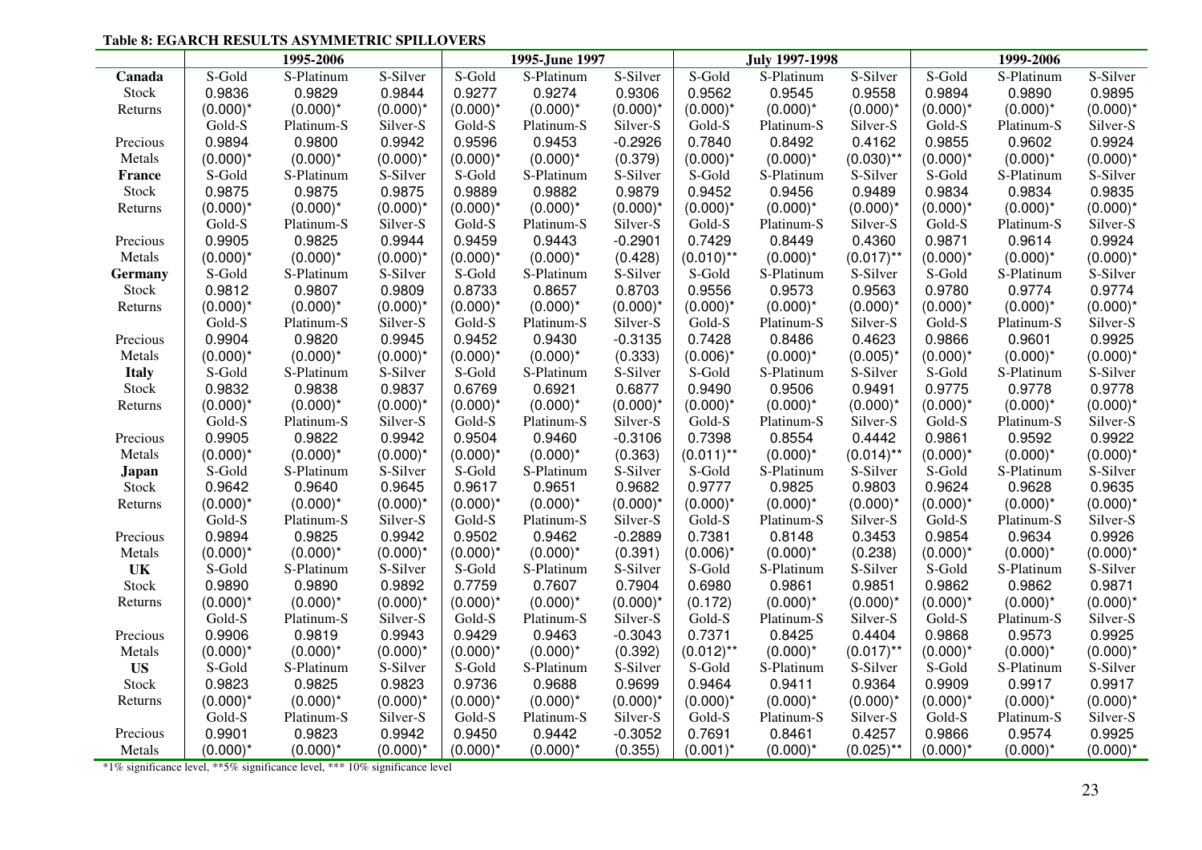**Table 8: EGARCH RESULTS ASYMMETRIC SPILLOVERS**

| | 1995-2006 | | | 1995-June 1997 | | | July 1997-1998 | | | 1999-2006 | | |
|---|---|---|---|---|---|---|---|---|---|---|---|---|
| **Canada** | S-Gold | S-Platinum | S-Silver | S-Gold | S-Platinum | S-Silver | S-Gold | S-Platinum | S-Silver | S-Gold | S-Platinum | S-Silver |
| Stock | 0.9836 | 0.9829 | 0.9844 | 0.9277 | 0.9274 | 0.9306 | 0.9562 | 0.9545 | 0.9558 | 0.9894 | 0.9890 | 0.9895 |
| Returns | (0.000)* | (0.000)* | (0.000)* | (0.000)* | (0.000)* | (0.000)* | (0.000)* | (0.000)* | (0.000)* | (0.000)* | (0.000)* | (0.000)* |
| | Gold-S | Platinum-S | Silver-S | Gold-S | Platinum-S | Silver-S | Gold-S | Platinum-S | Silver-S | Gold-S | Platinum-S | Silver-S |
| Precious | 0.9894 | 0.9800 | 0.9942 | 0.9596 | 0.9453 | -0.2926 | 0.7840 | 0.8492 | 0.4162 | 0.9855 | 0.9602 | 0.9924 |
| Metals | (0.000)* | (0.000)* | (0.000)* | (0.000)* | (0.000)* | (0.379) | (0.000)* | (0.000)* | (0.030)** | (0.000)* | (0.000)* | (0.000)* |
| **France** | S-Gold | S-Platinum | S-Silver | S-Gold | S-Platinum | S-Silver | S-Gold | S-Platinum | S-Silver | S-Gold | S-Platinum | S-Silver |
| Stock | 0.9875 | 0.9875 | 0.9875 | 0.9889 | 0.9882 | 0.9879 | 0.9452 | 0.9456 | 0.9489 | 0.9834 | 0.9834 | 0.9835 |
| Returns | (0.000)* | (0.000)* | (0.000)* | (0.000)* | (0.000)* | (0.000)* | (0.000)* | (0.000)* | (0.000)* | (0.000)* | (0.000)* | (0.000)* |
| | Gold-S | Platinum-S | Silver-S | Gold-S | Platinum-S | Silver-S | Gold-S | Platinum-S | Silver-S | Gold-S | Platinum-S | Silver-S |
| Precious | 0.9905 | 0.9825 | 0.9944 | 0.9459 | 0.9443 | -0.2901 | 0.7429 | 0.8449 | 0.4360 | 0.9871 | 0.9614 | 0.9924 |
| Metals | (0.000)* | (0.000)* | (0.000)* | (0.000)* | (0.000)* | (0.428) | (0.010)** | (0.000)* | (0.017)** | (0.000)* | (0.000)* | (0.000)* |
| **Germany** | S-Gold | S-Platinum | S-Silver | S-Gold | S-Platinum | S-Silver | S-Gold | S-Platinum | S-Silver | S-Gold | S-Platinum | S-Silver |
| Stock | 0.9812 | 0.9807 | 0.9809 | 0.8733 | 0.8657 | 0.8703 | 0.9556 | 0.9573 | 0.9563 | 0.9780 | 0.9774 | 0.9774 |
| Returns | (0.000)* | (0.000)* | (0.000)* | (0.000)* | (0.000)* | (0.000)* | (0.000)* | (0.000)* | (0.000)* | (0.000)* | (0.000)* | (0.000)* |
| | Gold-S | Platinum-S | Silver-S | Gold-S | Platinum-S | Silver-S | Gold-S | Platinum-S | Silver-S | Gold-S | Platinum-S | Silver-S |
| Precious | 0.9904 | 0.9820 | 0.9945 | 0.9452 | 0.9430 | -0.3135 | 0.7428 | 0.8486 | 0.4623 | 0.9866 | 0.9601 | 0.9925 |
| Metals | (0.000)* | (0.000)* | (0.000)* | (0.000)* | (0.000)* | (0.333) | (0.006)* | (0.000)* | (0.005)* | (0.000)* | (0.000)* | (0.000)* |
| **Italy** | S-Gold | S-Platinum | S-Silver | S-Gold | S-Platinum | S-Silver | S-Gold | S-Platinum | S-Silver | S-Gold | S-Platinum | S-Silver |
| Stock | 0.9832 | 0.9838 | 0.9837 | 0.6769 | 0.6921 | 0.6877 | 0.9490 | 0.9506 | 0.9491 | 0.9775 | 0.9778 | 0.9778 |
| Returns | (0.000)* | (0.000)* | (0.000)* | (0.000)* | (0.000)* | (0.000)* | (0.000)* | (0.000)* | (0.000)* | (0.000)* | (0.000)* | (0.000)* |
| | Gold-S | Platinum-S | Silver-S | Gold-S | Platinum-S | Silver-S | Gold-S | Platinum-S | Silver-S | Gold-S | Platinum-S | Silver-S |
| Precious | 0.9905 | 0.9822 | 0.9942 | 0.9504 | 0.9460 | -0.3106 | 0.7398 | 0.8554 | 0.4442 | 0.9861 | 0.9592 | 0.9922 |
| Metals | (0.000)* | (0.000)* | (0.000)* | (0.000)* | (0.000)* | (0.363) | (0.011)** | (0.000)* | (0.014)** | (0.000)* | (0.000)* | (0.000)* |
| **Japan** | S-Gold | S-Platinum | S-Silver | S-Gold | S-Platinum | S-Silver | S-Gold | S-Platinum | S-Silver | S-Gold | S-Platinum | S-Silver |
| Stock | 0.9642 | 0.9640 | 0.9645 | 0.9617 | 0.9651 | 0.9682 | 0.9777 | 0.9825 | 0.9803 | 0.9624 | 0.9628 | 0.9635 |
| Returns | (0.000)* | (0.000)* | (0.000)* | (0.000)* | (0.000)* | (0.000)* | (0.000)* | (0.000)* | (0.000)* | (0.000)* | (0.000)* | (0.000)* |
| | Gold-S | Platinum-S | Silver-S | Gold-S | Platinum-S | Silver-S | Gold-S | Platinum-S | Silver-S | Gold-S | Platinum-S | Silver-S |
| Precious | 0.9894 | 0.9825 | 0.9942 | 0.9502 | 0.9462 | -0.2889 | 0.7381 | 0.8148 | 0.3453 | 0.9854 | 0.9634 | 0.9926 |
| Metals | (0.000)* | (0.000)* | (0.000)* | (0.000)* | (0.000)* | (0.391) | (0.006)* | (0.000)* | (0.238) | (0.000)* | (0.000)* | (0.000)* |
| **UK** | S-Gold | S-Platinum | S-Silver | S-Gold | S-Platinum | S-Silver | S-Gold | S-Platinum | S-Silver | S-Gold | S-Platinum | S-Silver |
| Stock | 0.9890 | 0.9890 | 0.9892 | 0.7759 | 0.7607 | 0.7904 | 0.6980 | 0.9861 | 0.9851 | 0.9862 | 0.9862 | 0.9871 |
| Returns | (0.000)* | (0.000)* | (0.000)* | (0.000)* | (0.000)* | (0.000)* | (0.172) | (0.000)* | (0.000)* | (0.000)* | (0.000)* | (0.000)* |
| | Gold-S | Platinum-S | Silver-S | Gold-S | Platinum-S | Silver-S | Gold-S | Platinum-S | Silver-S | Gold-S | Platinum-S | Silver-S |
| Precious | 0.9906 | 0.9819 | 0.9943 | 0.9429 | 0.9463 | -0.3043 | 0.7371 | 0.8425 | 0.4404 | 0.9868 | 0.9573 | 0.9925 |
| Metals | (0.000)* | (0.000)* | (0.000)* | (0.000)* | (0.000)* | (0.392) | (0.012)** | (0.000)* | (0.017)** | (0.000)* | (0.000)* | (0.000)* |
| **US** | S-Gold | S-Platinum | S-Silver | S-Gold | S-Platinum | S-Silver | S-Gold | S-Platinum | S-Silver | S-Gold | S-Platinum | S-Silver |
| Stock | 0.9823 | 0.9825 | 0.9823 | 0.9736 | 0.9688 | 0.9699 | 0.9464 | 0.9411 | 0.9364 | 0.9909 | 0.9917 | 0.9917 |
| Returns | (0.000)* | (0.000)* | (0.000)* | (0.000)* | (0.000)* | (0.000)* | (0.000)* | (0.000)* | (0.000)* | (0.000)* | (0.000)* | (0.000)* |
| | Gold-S | Platinum-S | Silver-S | Gold-S | Platinum-S | Silver-S | Gold-S | Platinum-S | Silver-S | Gold-S | Platinum-S | Silver-S |
| Precious | 0.9901 | 0.9823 | 0.9942 | 0.9450 | 0.9442 | -0.3052 | 0.7691 | 0.8461 | 0.4257 | 0.9866 | 0.9574 | 0.9925 |
| Metals | (0.000)* | (0.000)* | (0.000)* | (0.000)* | (0.000)* | (0.355) | (0.001)* | (0.000)* | (0.025)** | (0.000)* | (0.000)* | (0.000)* |

*1% significance level, **5% significance level, *** 10% significance level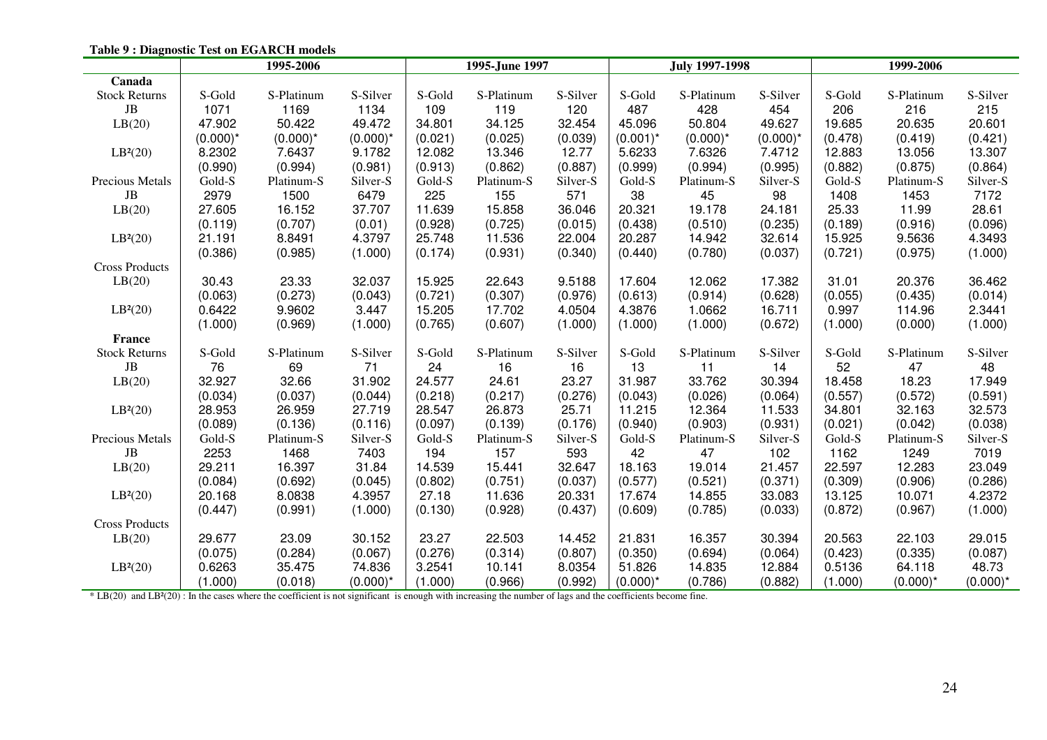**Table 9 : Diagnostic Test on EGARCH models**

| | 1995-2006 | | | 1995-June 1997 | | | July 1997-1998 | | | 1999-2006 | | |
|---|---|---|---|---|---|---|---|---|---|---|---|---|
| **Canada** | | | | | | | | | | | | |
| Stock Returns | S-Gold | S-Platinum | S-Silver | S-Gold | S-Platinum | S-Silver | S-Gold | S-Platinum | S-Silver | S-Gold | S-Platinum | S-Silver |
| JB | 1071 | 1169 | 1134 | 109 | 119 | 120 | 487 | 428 | 454 | 206 | 216 | 215 |
| LB(20) | 47.902 | 50.422 | 49.472 | 34.801 | 34.125 | 32.454 | 45.096 | 50.804 | 49.627 | 19.685 | 20.635 | 20.601 |
| | (0.000)* | (0.000)* | (0.000)* | (0.021) | (0.025) | (0.039) | (0.001)* | (0.000)* | (0.000)* | (0.478) | (0.419) | (0.421) |
| LB²(20) | 8.2302 | 7.6437 | 9.1782 | 12.082 | 13.346 | 12.77 | 5.6233 | 7.6326 | 7.4712 | 12.883 | 13.056 | 13.307 |
| | (0.990) | (0.994) | (0.981) | (0.913) | (0.862) | (0.887) | (0.999) | (0.994) | (0.995) | (0.882) | (0.875) | (0.864) |
| Precious Metals | Gold-S | Platinum-S | Silver-S | Gold-S | Platinum-S | Silver-S | Gold-S | Platinum-S | Silver-S | Gold-S | Platinum-S | Silver-S |
| JB | 2979 | 1500 | 6479 | 225 | 155 | 571 | 38 | 45 | 98 | 1408 | 1453 | 7172 |
| LB(20) | 27.605 | 16.152 | 37.707 | 11.639 | 15.858 | 36.046 | 20.321 | 19.178 | 24.181 | 25.33 | 11.99 | 28.61 |
| | (0.119) | (0.707) | (0.01) | (0.928) | (0.725) | (0.015) | (0.438) | (0.510) | (0.235) | (0.189) | (0.916) | (0.096) |
| LB²(20) | 21.191 | 8.8491 | 4.3797 | 25.748 | 11.536 | 22.004 | 20.287 | 14.942 | 32.614 | 15.925 | 9.5636 | 4.3493 |
| | (0.386) | (0.985) | (1.000) | (0.174) | (0.931) | (0.340) | (0.440) | (0.780) | (0.037) | (0.721) | (0.975) | (1.000) |
| Cross Products | | | | | | | | | | | | |
| LB(20) | 30.43 | 23.33 | 32.037 | 15.925 | 22.643 | 9.5188 | 17.604 | 12.062 | 17.382 | 31.01 | 20.376 | 36.462 |
| | (0.063) | (0.273) | (0.043) | (0.721) | (0.307) | (0.976) | (0.613) | (0.914) | (0.628) | (0.055) | (0.435) | (0.014) |
| LB²(20) | 0.6422 | 9.9602 | 3.447 | 15.205 | 17.702 | 4.0504 | 4.3876 | 1.0662 | 16.711 | 0.997 | 114.96 | 2.3441 |
| | (1.000) | (0.969) | (1.000) | (0.765) | (0.607) | (1.000) | (1.000) | (1.000) | (0.672) | (1.000) | (0.000) | (1.000) |
| **France** | | | | | | | | | | | | |
| Stock Returns | S-Gold | S-Platinum | S-Silver | S-Gold | S-Platinum | S-Silver | S-Gold | S-Platinum | S-Silver | S-Gold | S-Platinum | S-Silver |
| JB | 76 | 69 | 71 | 24 | 16 | 16 | 13 | 11 | 14 | 52 | 47 | 48 |
| LB(20) | 32.927 | 32.66 | 31.902 | 24.577 | 24.61 | 23.27 | 31.987 | 33.762 | 30.394 | 18.458 | 18.23 | 17.949 |
| | (0.034) | (0.037) | (0.044) | (0.218) | (0.217) | (0.276) | (0.043) | (0.026) | (0.064) | (0.557) | (0.572) | (0.591) |
| LB²(20) | 28.953 | 26.959 | 27.719 | 28.547 | 26.873 | 25.71 | 11.215 | 12.364 | 11.533 | 34.801 | 32.163 | 32.573 |
| | (0.089) | (0.136) | (0.116) | (0.097) | (0.139) | (0.176) | (0.940) | (0.903) | (0.931) | (0.021) | (0.042) | (0.038) |
| Precious Metals | Gold-S | Platinum-S | Silver-S | Gold-S | Platinum-S | Silver-S | Gold-S | Platinum-S | Silver-S | Gold-S | Platinum-S | Silver-S |
| JB | 2253 | 1468 | 7403 | 194 | 157 | 593 | 42 | 47 | 102 | 1162 | 1249 | 7019 |
| LB(20) | 29.211 | 16.397 | 31.84 | 14.539 | 15.441 | 32.647 | 18.163 | 19.014 | 21.457 | 22.597 | 12.283 | 23.049 |
| | (0.084) | (0.692) | (0.045) | (0.802) | (0.751) | (0.037) | (0.577) | (0.521) | (0.371) | (0.309) | (0.906) | (0.286) |
| LB²(20) | 20.168 | 8.0838 | 4.3957 | 27.18 | 11.636 | 20.331 | 17.674 | 14.855 | 33.083 | 13.125 | 10.071 | 4.2372 |
| | (0.447) | (0.991) | (1.000) | (0.130) | (0.928) | (0.437) | (0.609) | (0.785) | (0.033) | (0.872) | (0.967) | (1.000) |
| Cross Products | | | | | | | | | | | | |
| LB(20) | 29.677 | 23.09 | 30.152 | 23.27 | 22.503 | 14.452 | 21.831 | 16.357 | 30.394 | 20.563 | 22.103 | 29.015 |
| | (0.075) | (0.284) | (0.067) | (0.276) | (0.314) | (0.807) | (0.350) | (0.694) | (0.064) | (0.423) | (0.335) | (0.087) |
| LB²(20) | 0.6263 | 35.475 | 74.836 | 3.2541 | 10.141 | 8.0354 | 51.826 | 14.835 | 12.884 | 0.5136 | 64.118 | 48.73 |
| | (1.000) | (0.018) | (0.000)* | (1.000) | (0.966) | (0.992) | (0.000)* | (0.786) | (0.882) | (1.000) | (0.000)* | (0.000)* |

* LB(20) and LB²(20) : In the cases where the coefficient is not significant is enough with increasing the number of lags and the coefficients become fine.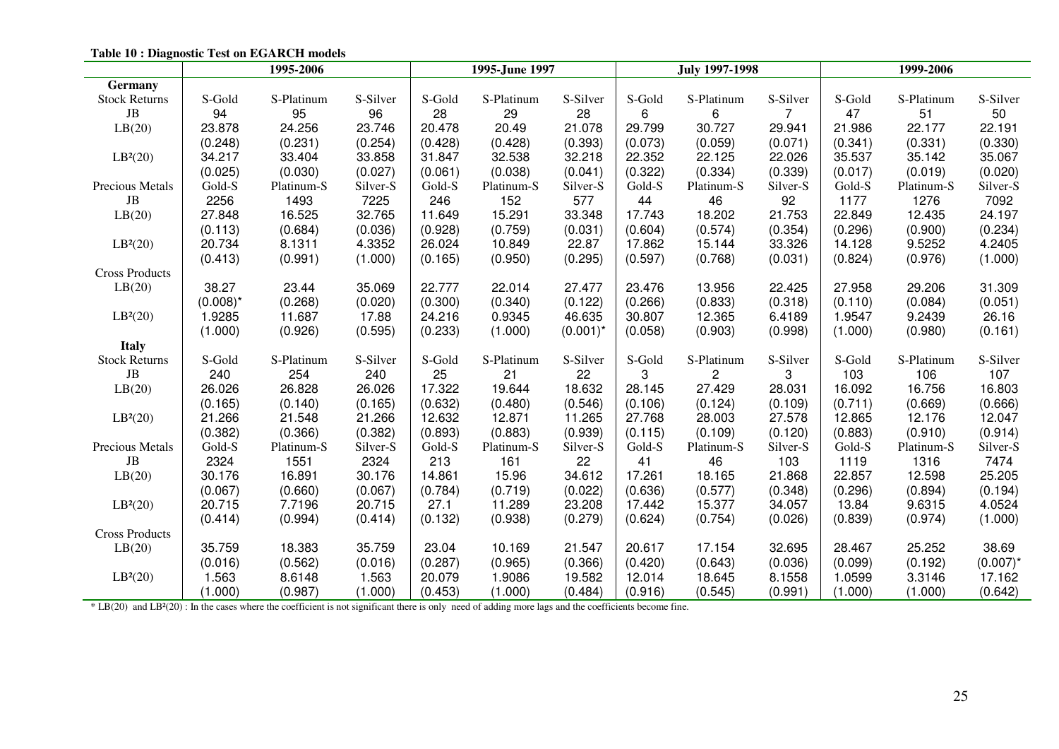**Table 10 : Diagnostic Test on EGARCH models**

| | 1995-2006 | | | 1995-June 1997 | | | July 1997-1998 | | | 1999-2006 | | |
|---|---|---|---|---|---|---|---|---|---|---|---|---|
| **Germany** | | | | | | | | | | | | |
| Stock Returns | S-Gold | S-Platinum | S-Silver | S-Gold | S-Platinum | S-Silver | S-Gold | S-Platinum | S-Silver | S-Gold | S-Platinum | S-Silver |
| JB | 94 | 95 | 96 | 28 | 29 | 28 | 6 | 6 | 7 | 47 | 51 | 50 |
| LB(20) | 23.878 | 24.256 | 23.746 | 20.478 | 20.49 | 21.078 | 29.799 | 30.727 | 29.941 | 21.986 | 22.177 | 22.191 |
| | (0.248) | (0.231) | (0.254) | (0.428) | (0.428) | (0.393) | (0.073) | (0.059) | (0.071) | (0.341) | (0.331) | (0.330) |
| LB²(20) | 34.217 | 33.404 | 33.858 | 31.847 | 32.538 | 32.218 | 22.352 | 22.125 | 22.026 | 35.537 | 35.142 | 35.067 |
| | (0.025) | (0.030) | (0.027) | (0.061) | (0.038) | (0.041) | (0.322) | (0.334) | (0.339) | (0.017) | (0.019) | (0.020) |
| Precious Metals | Gold-S | Platinum-S | Silver-S | Gold-S | Platinum-S | Silver-S | Gold-S | Platinum-S | Silver-S | Gold-S | Platinum-S | Silver-S |
| JB | 2256 | 1493 | 7225 | 246 | 152 | 577 | 44 | 46 | 92 | 1177 | 1276 | 7092 |
| LB(20) | 27.848 | 16.525 | 32.765 | 11.649 | 15.291 | 33.348 | 17.743 | 18.202 | 21.753 | 22.849 | 12.435 | 24.197 |
| | (0.113) | (0.684) | (0.036) | (0.928) | (0.759) | (0.031) | (0.604) | (0.574) | (0.354) | (0.296) | (0.900) | (0.234) |
| LB²(20) | 20.734 | 8.1311 | 4.3352 | 26.024 | 10.849 | 22.87 | 17.862 | 15.144 | 33.326 | 14.128 | 9.5252 | 4.2405 |
| | (0.413) | (0.991) | (1.000) | (0.165) | (0.950) | (0.295) | (0.597) | (0.768) | (0.031) | (0.824) | (0.976) | (1.000) |
| Cross Products | | | | | | | | | | | | |
| LB(20) | 38.27 | 23.44 | 35.069 | 22.777 | 22.014 | 27.477 | 23.476 | 13.956 | 22.425 | 27.958 | 29.206 | 31.309 |
| | (0.008)* | (0.268) | (0.020) | (0.300) | (0.340) | (0.122) | (0.266) | (0.833) | (0.318) | (0.110) | (0.084) | (0.051) |
| LB²(20) | 1.9285 | 11.687 | 17.88 | 24.216 | 0.9345 | 46.635 | 30.807 | 12.365 | 6.4189 | 1.9547 | 9.2439 | 26.16 |
| | (1.000) | (0.926) | (0.595) | (0.233) | (1.000) | (0.001)* | (0.058) | (0.903) | (0.998) | (1.000) | (0.980) | (0.161) |
| **Italy** | | | | | | | | | | | | |
| Stock Returns | S-Gold | S-Platinum | S-Silver | S-Gold | S-Platinum | S-Silver | S-Gold | S-Platinum | S-Silver | S-Gold | S-Platinum | S-Silver |
| JB | 240 | 254 | 240 | 25 | 21 | 22 | 3 | 2 | 3 | 103 | 106 | 107 |
| LB(20) | 26.026 | 26.828 | 26.026 | 17.322 | 19.644 | 18.632 | 28.145 | 27.429 | 28.031 | 16.092 | 16.756 | 16.803 |
| | (0.165) | (0.140) | (0.165) | (0.632) | (0.480) | (0.546) | (0.106) | (0.124) | (0.109) | (0.711) | (0.669) | (0.666) |
| LB²(20) | 21.266 | 21.548 | 21.266 | 12.632 | 12.871 | 11.265 | 27.768 | 28.003 | 27.578 | 12.865 | 12.176 | 12.047 |
| | (0.382) | (0.366) | (0.382) | (0.893) | (0.883) | (0.939) | (0.115) | (0.109) | (0.120) | (0.883) | (0.910) | (0.914) |
| Precious Metals | Gold-S | Platinum-S | Silver-S | Gold-S | Platinum-S | Silver-S | Gold-S | Platinum-S | Silver-S | Gold-S | Platinum-S | Silver-S |
| JB | 2324 | 1551 | 2324 | 213 | 161 | 22 | 41 | 46 | 103 | 1119 | 1316 | 7474 |
| LB(20) | 30.176 | 16.891 | 30.176 | 14.861 | 15.96 | 34.612 | 17.261 | 18.165 | 21.868 | 22.857 | 12.598 | 25.205 |
| | (0.067) | (0.660) | (0.067) | (0.784) | (0.719) | (0.022) | (0.636) | (0.577) | (0.348) | (0.296) | (0.894) | (0.194) |
| LB²(20) | 20.715 | 7.7196 | 20.715 | 27.1 | 11.289 | 23.208 | 17.442 | 15.377 | 34.057 | 13.84 | 9.6315 | 4.0524 |
| | (0.414) | (0.994) | (0.414) | (0.132) | (0.938) | (0.279) | (0.624) | (0.754) | (0.026) | (0.839) | (0.974) | (1.000) |
| Cross Products | | | | | | | | | | | | |
| LB(20) | 35.759 | 18.383 | 35.759 | 23.04 | 10.169 | 21.547 | 20.617 | 17.154 | 32.695 | 28.467 | 25.252 | 38.69 |
| | (0.016) | (0.562) | (0.016) | (0.287) | (0.965) | (0.366) | (0.420) | (0.643) | (0.036) | (0.099) | (0.192) | (0.007)* |
| LB²(20) | 1.563 | 8.6148 | 1.563 | 20.079 | 1.9086 | 19.582 | 12.014 | 18.645 | 8.1558 | 1.0599 | 3.3146 | 17.162 |
| | (1.000) | (0.987) | (1.000) | (0.453) | (1.000) | (0.484) | (0.916) | (0.545) | (0.991) | (1.000) | (1.000) | (0.642) |

* LB(20) and LB²(20) : In the cases where the coefficient is not significant there is only need of adding more lags and the coefficients become fine.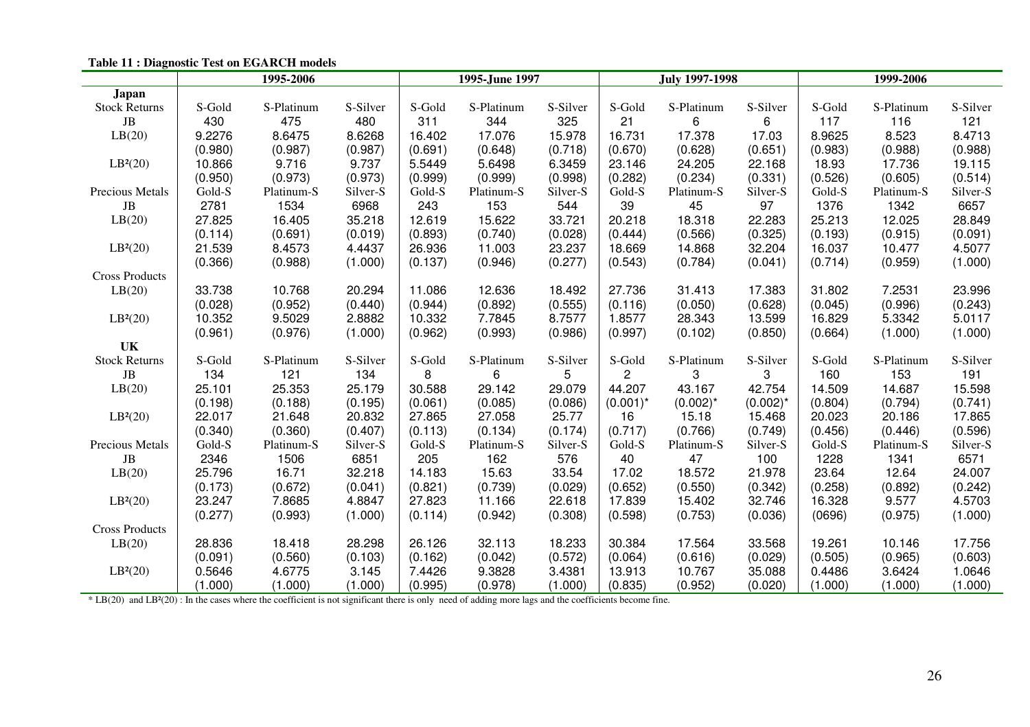**Table 11 : Diagnostic Test on EGARCH models**

| | 1995-2006 | | | 1995-June 1997 | | | July 1997-1998 | | | 1999-2006 | | |
|---|---|---|---|---|---|---|---|---|---|---|---|---|
| **Japan** | | | | | | | | | | | | |
| Stock Returns | S-Gold | S-Platinum | S-Silver | S-Gold | S-Platinum | S-Silver | S-Gold | S-Platinum | S-Silver | S-Gold | S-Platinum | S-Silver |
| JB | 430 | 475 | 480 | 311 | 344 | 325 | 21 | 6 | 6 | 117 | 116 | 121 |
| LB(20) | 9.2276 | 8.6475 | 8.6268 | 16.402 | 17.076 | 15.978 | 16.731 | 17.378 | 17.03 | 8.9625 | 8.523 | 8.4713 |
| | (0.980) | (0.987) | (0.987) | (0.691) | (0.648) | (0.718) | (0.670) | (0.628) | (0.651) | (0.983) | (0.988) | (0.988) |
| $LB^2(20)$ | 10.866 | 9.716 | 9.737 | 5.5449 | 5.6498 | 6.3459 | 23.146 | 24.205 | 22.168 | 18.93 | 17.736 | 19.115 |
| | (0.950) | (0.973) | (0.973) | (0.999) | (0.999) | (0.998) | (0.282) | (0.234) | (0.331) | (0.526) | (0.605) | (0.514) |
| Precious Metals | Gold-S | Platinum-S | Silver-S | Gold-S | Platinum-S | Silver-S | Gold-S | Platinum-S | Silver-S | Gold-S | Platinum-S | Silver-S |
| JB | 2781 | 1534 | 6968 | 243 | 153 | 544 | 39 | 45 | 97 | 1376 | 1342 | 6657 |
| LB(20) | 27.825 | 16.405 | 35.218 | 12.619 | 15.622 | 33.721 | 20.218 | 18.318 | 22.283 | 25.213 | 12.025 | 28.849 |
| | (0.114) | (0.691) | (0.019) | (0.893) | (0.740) | (0.028) | (0.444) | (0.566) | (0.325) | (0.193) | (0.915) | (0.091) |
| $LB^2(20)$ | 21.539 | 8.4573 | 4.4437 | 26.936 | 11.003 | 23.237 | 18.669 | 14.868 | 32.204 | 16.037 | 10.477 | 4.5077 |
| | (0.366) | (0.988) | (1.000) | (0.137) | (0.946) | (0.277) | (0.543) | (0.784) | (0.041) | (0.714) | (0.959) | (1.000) |
| Cross Products | | | | | | | | | | | | |
| LB(20) | 33.738 | 10.768 | 20.294 | 11.086 | 12.636 | 18.492 | 27.736 | 31.413 | 17.383 | 31.802 | 7.2531 | 23.996 |
| | (0.028) | (0.952) | (0.440) | (0.944) | (0.892) | (0.555) | (0.116) | (0.050) | (0.628) | (0.045) | (0.996) | (0.243) |
| $LB^2(20)$ | 10.352 | 9.5029 | 2.8882 | 10.332 | 7.7845 | 8.7577 | 1.8577 | 28.343 | 13.599 | 16.829 | 5.3342 | 5.0117 |
| | (0.961) | (0.976) | (1.000) | (0.962) | (0.993) | (0.986) | (0.997) | (0.102) | (0.850) | (0.664) | (1.000) | (1.000) |
| **UK** | | | | | | | | | | | | |
| Stock Returns | S-Gold | S-Platinum | S-Silver | S-Gold | S-Platinum | S-Silver | S-Gold | S-Platinum | S-Silver | S-Gold | S-Platinum | S-Silver |
| JB | 134 | 121 | 134 | 8 | 6 | 5 | 2 | 3 | 3 | 160 | 153 | 191 |
| LB(20) | 25.101 | 25.353 | 25.179 | 30.588 | 29.142 | 29.079 | 44.207 | 43.167 | 42.754 | 14.509 | 14.687 | 15.598 |
| | (0.198) | (0.188) | (0.195) | (0.061) | (0.085) | (0.086) | (0.001)* | (0.002)* | (0.002)* | (0.804) | (0.794) | (0.741) |
| $LB^2(20)$ | 22.017 | 21.648 | 20.832 | 27.865 | 27.058 | 25.77 | 16 | 15.18 | 15.468 | 20.023 | 20.186 | 17.865 |
| | (0.340) | (0.360) | (0.407) | (0.113) | (0.134) | (0.174) | (0.717) | (0.766) | (0.749) | (0.456) | (0.446) | (0.596) |
| Precious Metals | Gold-S | Platinum-S | Silver-S | Gold-S | Platinum-S | Silver-S | Gold-S | Platinum-S | Silver-S | Gold-S | Platinum-S | Silver-S |
| JB | 2346 | 1506 | 6851 | 205 | 162 | 576 | 40 | 47 | 100 | 1228 | 1341 | 6571 |
| LB(20) | 25.796 | 16.71 | 32.218 | 14.183 | 15.63 | 33.54 | 17.02 | 18.572 | 21.978 | 23.64 | 12.64 | 24.007 |
| | (0.173) | (0.672) | (0.041) | (0.821) | (0.739) | (0.029) | (0.652) | (0.550) | (0.342) | (0.258) | (0.892) | (0.242) |
| $LB^2(20)$ | 23.247 | 7.8685 | 4.8847 | 27.823 | 11.166 | 22.618 | 17.839 | 15.402 | 32.746 | 16.328 | 9.577 | 4.5703 |
| | (0.277) | (0.993) | (1.000) | (0.114) | (0.942) | (0.308) | (0.598) | (0.753) | (0.036) | (0696) | (0.975) | (1.000) |
| Cross Products | | | | | | | | | | | | |
| LB(20) | 28.836 | 18.418 | 28.298 | 26.126 | 32.113 | 18.233 | 30.384 | 17.564 | 33.568 | 19.261 | 10.146 | 17.756 |
| | (0.091) | (0.560) | (0.103) | (0.162) | (0.042) | (0.572) | (0.064) | (0.616) | (0.029) | (0.505) | (0.965) | (0.603) |
| $LB^2(20)$ | 0.5646 | 4.6775 | 3.145 | 7.4426 | 9.3828 | 3.4381 | 13.913 | 10.767 | 35.088 | 0.4486 | 3.6424 | 1.0646 |
| | (1.000) | (1.000) | (1.000) | (0.995) | (0.978) | (1.000) | (0.835) | (0.952) | (0.020) | (1.000) | (1.000) | (1.000) |

* LB(20) and $LB^2(20)$ : In the cases where the coefficient is not significant there is only need of adding more lags and the coefficients become fine.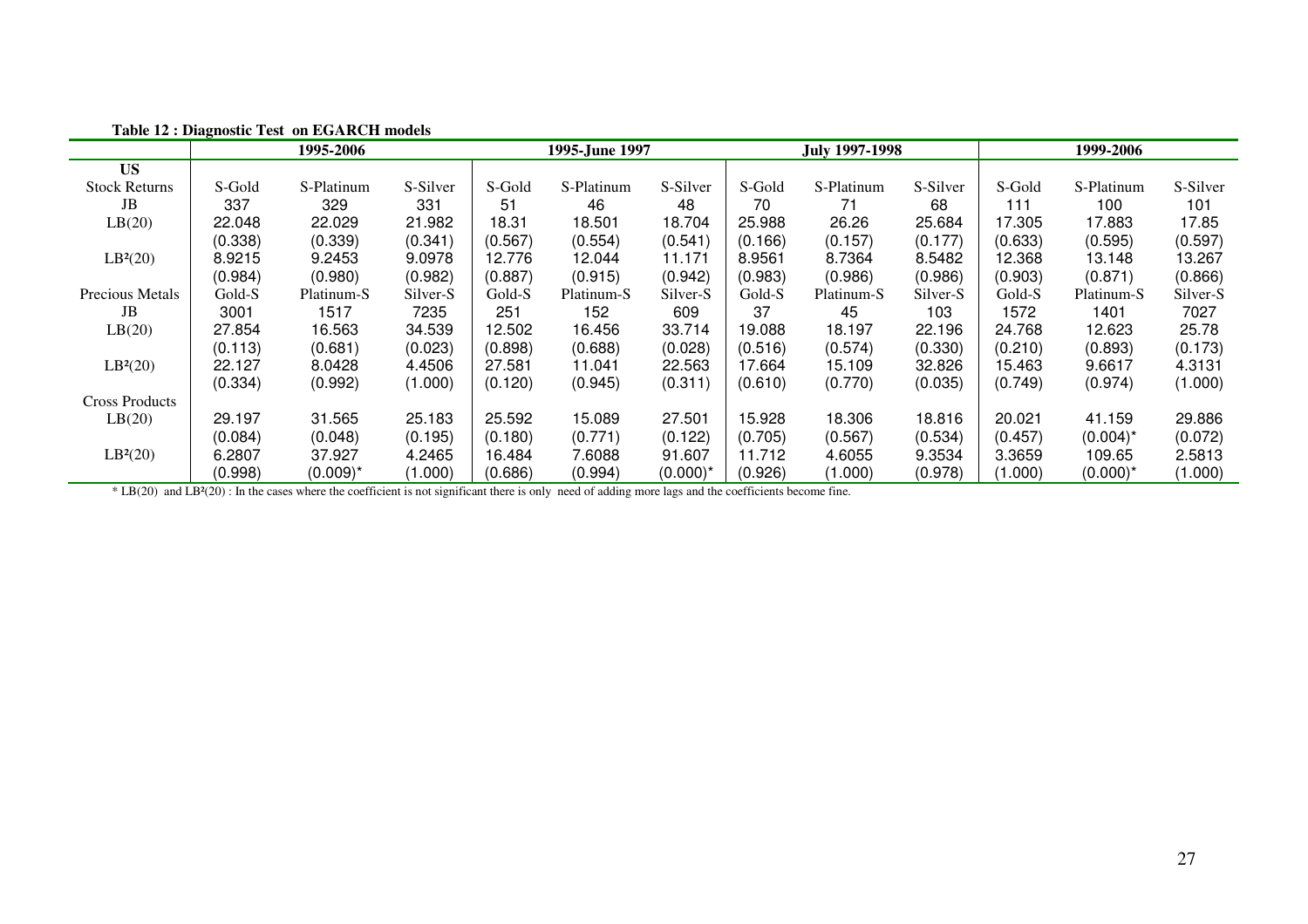**Table 12 : Diagnostic Test on EGARCH models**

| | 1995-2006 | | | 1995-June 1997 | | | July 1997-1998 | | | 1999-2006 | | |
|---|---|---|---|---|---|---|---|---|---|---|---|---|
| **US** | | | | | | | | | | | | |
| Stock Returns | S-Gold | S-Platinum | S-Silver | S-Gold | S-Platinum | S-Silver | S-Gold | S-Platinum | S-Silver | S-Gold | S-Platinum | S-Silver |
| JB | 337 | 329 | 331 | 51 | 46 | 48 | 70 | 71 | 68 | 111 | 100 | 101 |
| LB(20) | 22.048 | 22.029 | 21.982 | 18.31 | 18.501 | 18.704 | 25.988 | 26.26 | 25.684 | 17.305 | 17.883 | 17.85 |
| | (0.338) | (0.339) | (0.341) | (0.567) | (0.554) | (0.541) | (0.166) | (0.157) | (0.177) | (0.633) | (0.595) | (0.597) |
| LB²(20) | 8.9215 | 9.2453 | 9.0978 | 12.776 | 12.044 | 11.171 | 8.9561 | 8.7364 | 8.5482 | 12.368 | 13.148 | 13.267 |
| | (0.984) | (0.980) | (0.982) | (0.887) | (0.915) | (0.942) | (0.983) | (0.986) | (0.986) | (0.903) | (0.871) | (0.866) |
| Precious Metals | Gold-S | Platinum-S | Silver-S | Gold-S | Platinum-S | Silver-S | Gold-S | Platinum-S | Silver-S | Gold-S | Platinum-S | Silver-S |
| JB | 3001 | 1517 | 7235 | 251 | 152 | 609 | 37 | 45 | 103 | 1572 | 1401 | 7027 |
| LB(20) | 27.854 | 16.563 | 34.539 | 12.502 | 16.456 | 33.714 | 19.088 | 18.197 | 22.196 | 24.768 | 12.623 | 25.78 |
| | (0.113) | (0.681) | (0.023) | (0.898) | (0.688) | (0.028) | (0.516) | (0.574) | (0.330) | (0.210) | (0.893) | (0.173) |
| LB²(20) | 22.127 | 8.0428 | 4.4506 | 27.581 | 11.041 | 22.563 | 17.664 | 15.109 | 32.826 | 15.463 | 9.6617 | 4.3131 |
| | (0.334) | (0.992) | (1.000) | (0.120) | (0.945) | (0.311) | (0.610) | (0.770) | (0.035) | (0.749) | (0.974) | (1.000) |
| Cross Products | | | | | | | | | | | | |
| LB(20) | 29.197 | 31.565 | 25.183 | 25.592 | 15.089 | 27.501 | 15.928 | 18.306 | 18.816 | 20.021 | 41.159 | 29.886 |
| | (0.084) | (0.048) | (0.195) | (0.180) | (0.771) | (0.122) | (0.705) | (0.567) | (0.534) | (0.457) | (0.004)* | (0.072) |
| LB²(20) | 6.2807 | 37.927 | 4.2465 | 16.484 | 7.6088 | 91.607 | 11.712 | 4.6055 | 9.3534 | 3.3659 | 109.65 | 2.5813 |
| | (0.998) | (0.009)* | (1.000) | (0.686) | (0.994) | (0.000)* | (0.926) | (1.000) | (0.978) | (1.000) | (0.000)* | (1.000) |

* LB(20) and LB²(20) : In the cases where the coefficient is not significant there is only need of adding more lags and the coefficients become fine.